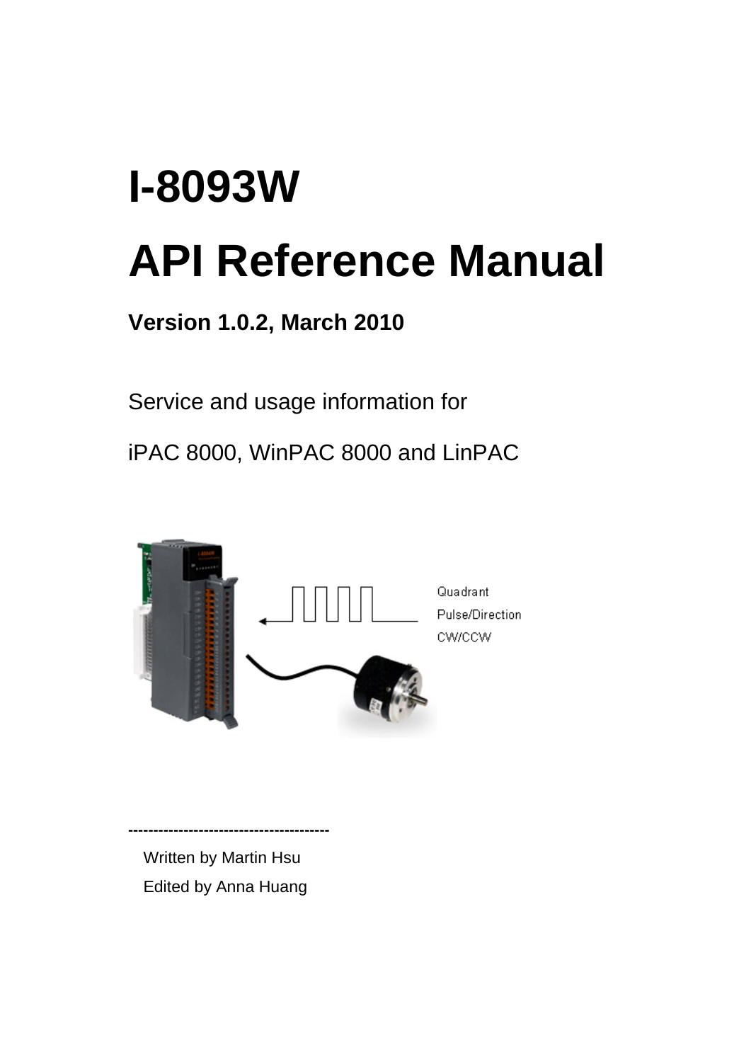# I-8093W

# API Reference Manual

**Version 1.0.2, March 2010**

Service and usage information for

iPAC 8000, WinPAC 8000 and LinPAC

----------------------------------------

Written by Martin Hsu

Edited by Anna Huang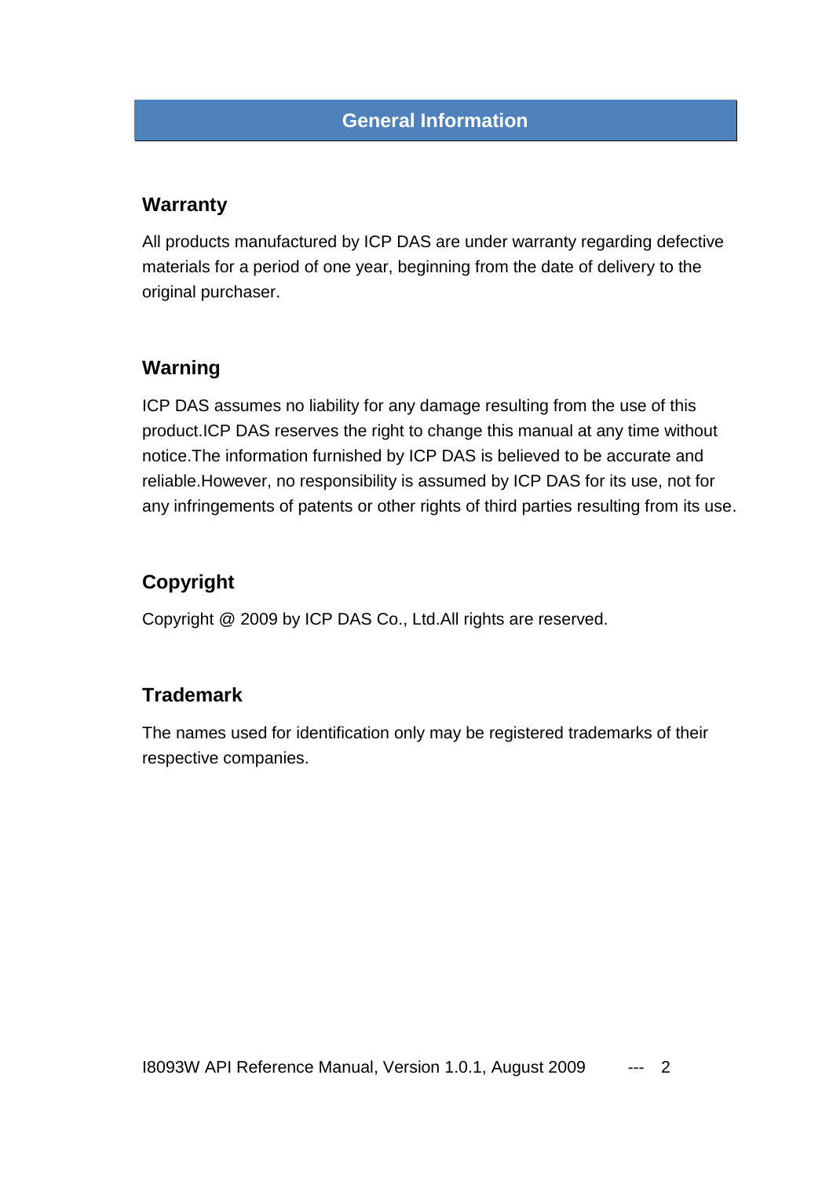# General Information

## Warranty

All products manufactured by ICP DAS are under warranty regarding defective materials for a period of one year, beginning from the date of delivery to the original purchaser.

## Warning

ICP DAS assumes no liability for any damage resulting from the use of this product.ICP DAS reserves the right to change this manual at any time without notice.The information furnished by ICP DAS is believed to be accurate and reliable.However, no responsibility is assumed by ICP DAS for its use, not for any infringements of patents or other rights of third parties resulting from its use.

## Copyright

Copyright @ 2009 by ICP DAS Co., Ltd.All rights are reserved.

## Trademark

The names used for identification only may be registered trademarks of their respective companies.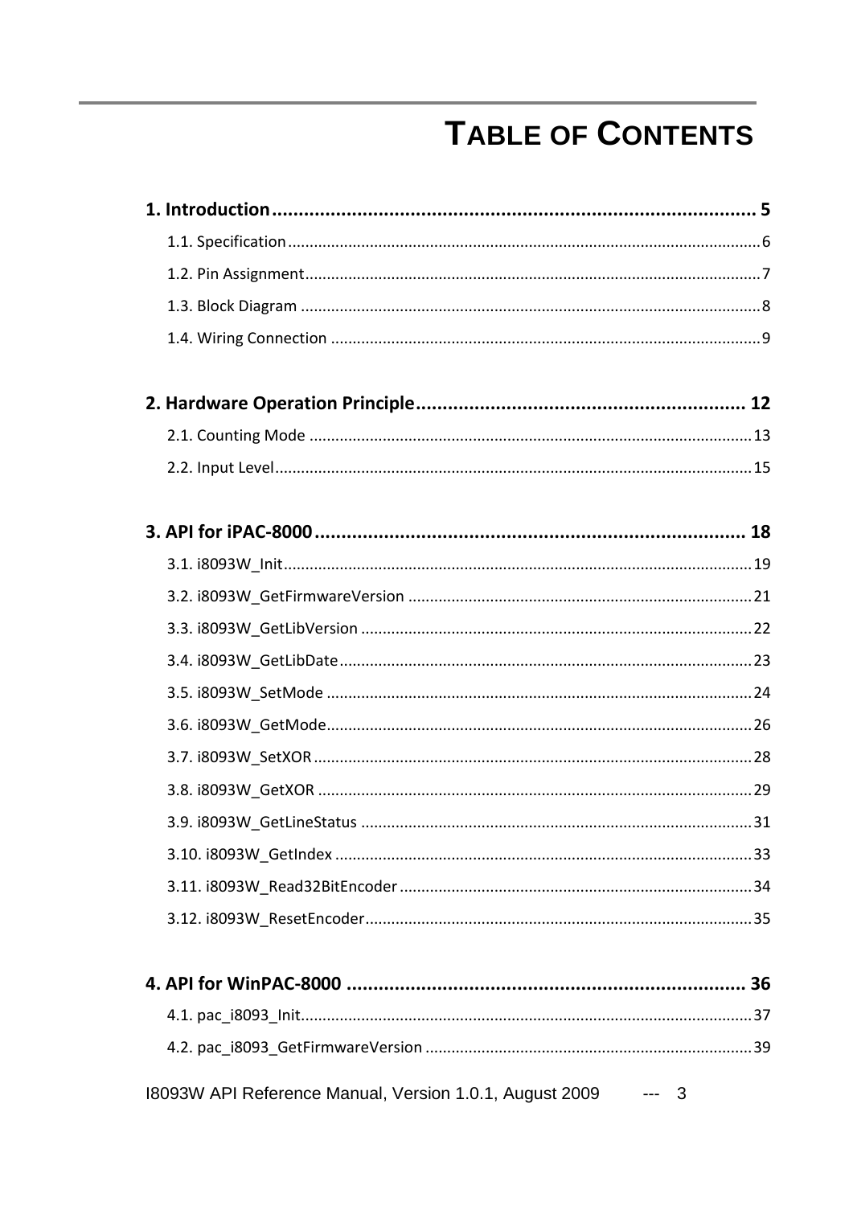# TABLE OF CONTENTS

**1. Introduction ........................................................................................ 5**

1.1. Specification ........................................................................................ 6

1.2. Pin Assignment ........................................................................................ 7

1.3. Block Diagram ........................................................................................ 8

1.4. Wiring Connection ........................................................................................ 9

**2. Hardware Operation Principle ........................................................................................ 12**

2.1. Counting Mode ........................................................................................ 13

2.2. Input Level ........................................................................................ 15

**3. API for iPAC-8000 ........................................................................................ 18**

3.1. i8093W_Init ........................................................................................ 19

3.2. i8093W_GetFirmwareVersion ........................................................................................ 21

3.3. i8093W_GetLibVersion ........................................................................................ 22

3.4. i8093W_GetLibDate ........................................................................................ 23

3.5. i8093W_SetMode ........................................................................................ 24

3.6. i8093W_GetMode ........................................................................................ 26

3.7. i8093W_SetXOR ........................................................................................ 28

3.8. i8093W_GetXOR ........................................................................................ 29

3.9. i8093W_GetLineStatus ........................................................................................ 31

3.10. i8093W_GetIndex ........................................................................................ 33

3.11. i8093W_Read32BitEncoder ........................................................................................ 34

3.12. i8093W_ResetEncoder ........................................................................................ 35

**4. API for WinPAC-8000 ........................................................................................ 36**

4.1. pac_i8093_Init ........................................................................................ 37

4.2. pac_i8093_GetFirmwareVersion ........................................................................................ 39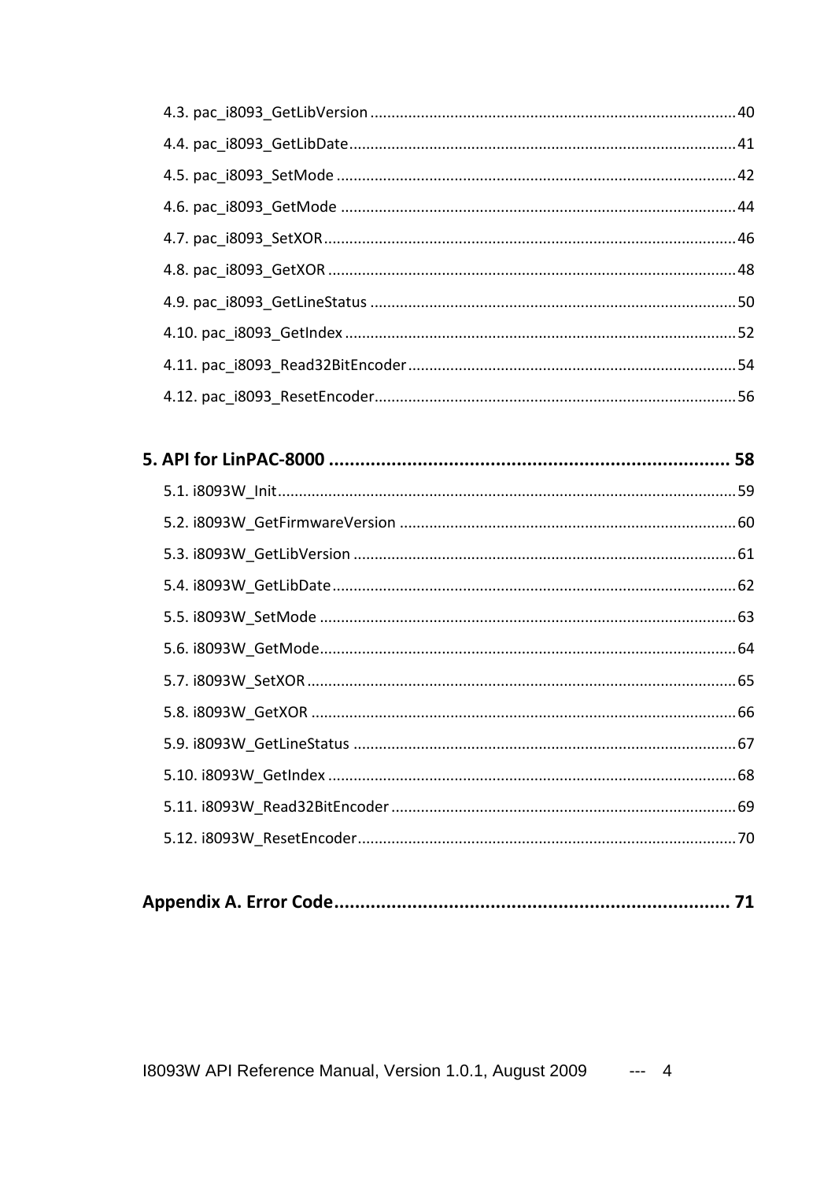4.3. pac_i8093_GetLibVersion ........................................................................................40

4.4. pac_i8093_GetLibDate ............................................................................................41

4.5. pac_i8093_SetMode ...............................................................................................42

4.6. pac_i8093_GetMode ...............................................................................................44

4.7. pac_i8093_SetXOR ..................................................................................................46

4.8. pac_i8093_GetXOR .................................................................................................48

4.9. pac_i8093_GetLineStatus ........................................................................................50

4.10. pac_i8093_GetIndex .............................................................................................52

4.11. pac_i8093_Read32BitEncoder ..............................................................................54

4.12. pac_i8093_ResetEncoder ......................................................................................56

**5. API for LinPAC-8000 .............................................................................. 58**

5.1. i8093W_Init .............................................................................................................59

5.2. i8093W_GetFirmwareVersion .................................................................................60

5.3. i8093W_GetLibVersion ...........................................................................................61

5.4. i8093W_GetLibDate ................................................................................................62

5.5. i8093W_SetMode ....................................................................................................63

5.6. i8093W_GetMode ....................................................................................................64

5.7. i8093W_SetXOR ......................................................................................................65

5.8. i8093W_GetXOR ......................................................................................................66

5.9. i8093W_GetLineStatus ............................................................................................67

5.10. i8093W_GetIndex ..................................................................................................68

5.11. i8093W_Read32BitEncoder ...................................................................................69

5.12. i8093W_ResetEncoder ...........................................................................................70

**Appendix A. Error Code ............................................................................. 71**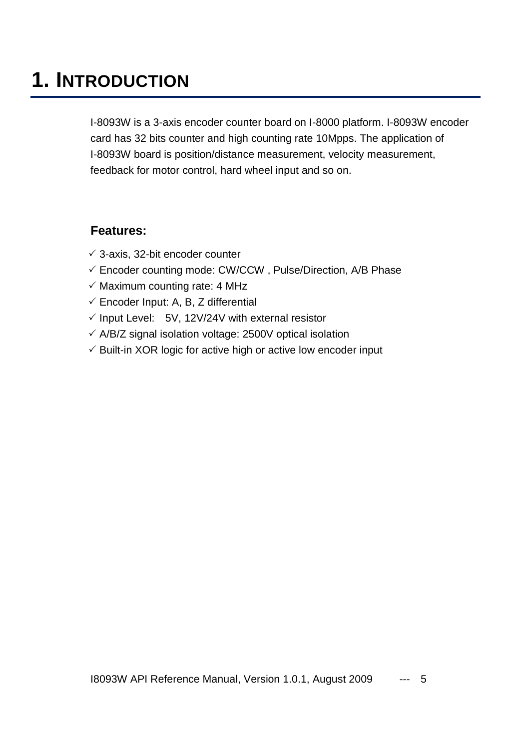# 1. INTRODUCTION

I-8093W is a 3-axis encoder counter board on I-8000 platform. I-8093W encoder card has 32 bits counter and high counting rate 10Mpps. The application of I-8093W board is position/distance measurement, velocity measurement, feedback for motor control, hard wheel input and so on.

**Features:**

- ✓ 3-axis, 32-bit encoder counter
- ✓ Encoder counting mode: CW/CCW , Pulse/Direction, A/B Phase
- ✓ Maximum counting rate: 4 MHz
- ✓ Encoder Input: A, B, Z differential
- ✓ Input Level: 5V, 12V/24V with external resistor
- ✓ A/B/Z signal isolation voltage: 2500V optical isolation
- ✓ Built-in XOR logic for active high or active low encoder input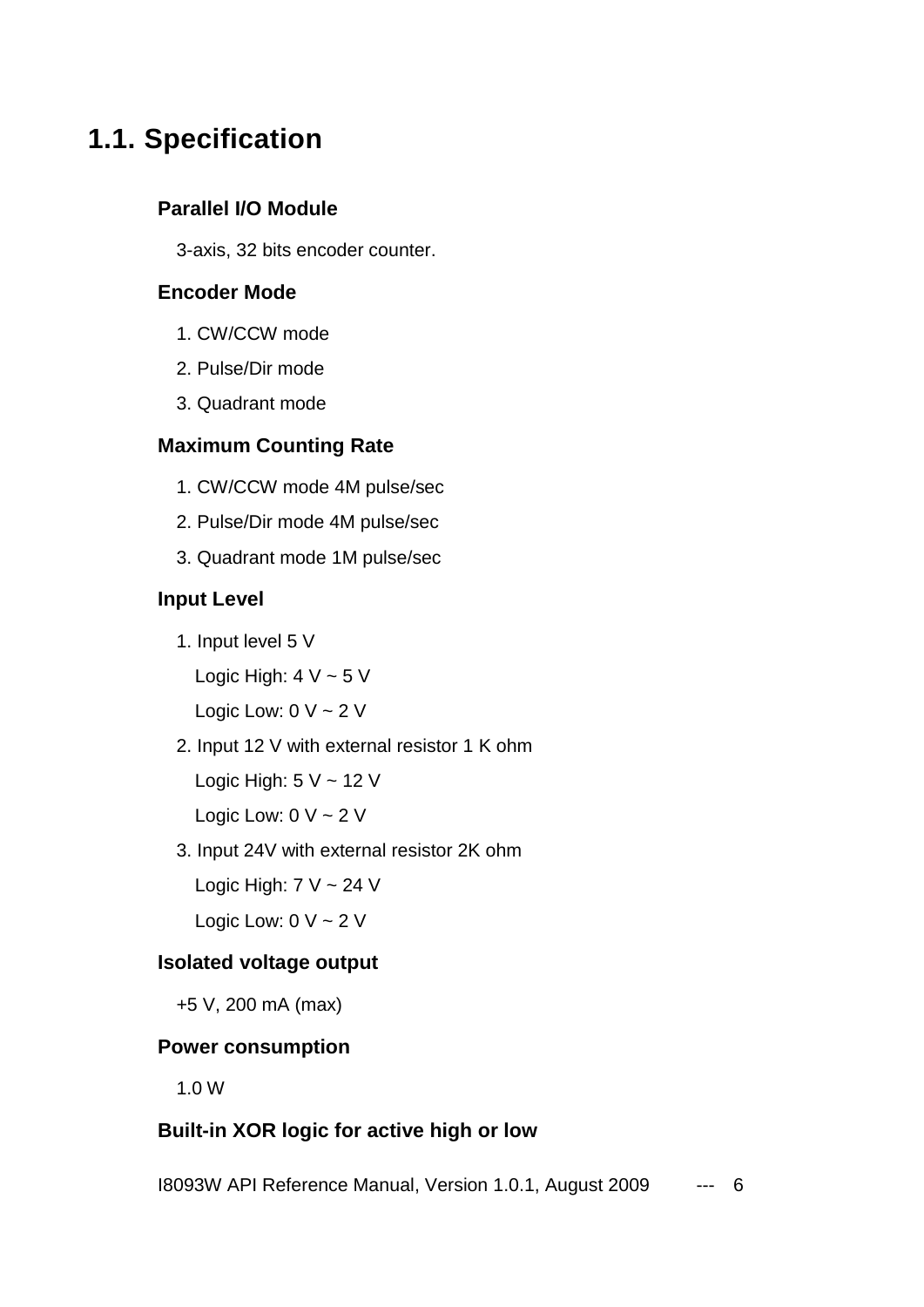## 1.1. Specification

**Parallel I/O Module**

3-axis, 32 bits encoder counter.

**Encoder Mode**

1. CW/CCW mode
2. Pulse/Dir mode
3. Quadrant mode

**Maximum Counting Rate**

1. CW/CCW mode 4M pulse/sec
2. Pulse/Dir mode 4M pulse/sec
3. Quadrant mode 1M pulse/sec

**Input Level**

1. Input level 5 V

   Logic High: 4 V ~ 5 V

   Logic Low: 0 V ~ 2 V

2. Input 12 V with external resistor 1 K ohm

   Logic High: 5 V ~ 12 V

   Logic Low: 0 V ~ 2 V

3. Input 24V with external resistor 2K ohm

   Logic High: 7 V ~ 24 V

   Logic Low: 0 V ~ 2 V

**Isolated voltage output**

+5 V, 200 mA (max)

**Power consumption**

1.0 W

**Built-in XOR logic for active high or low**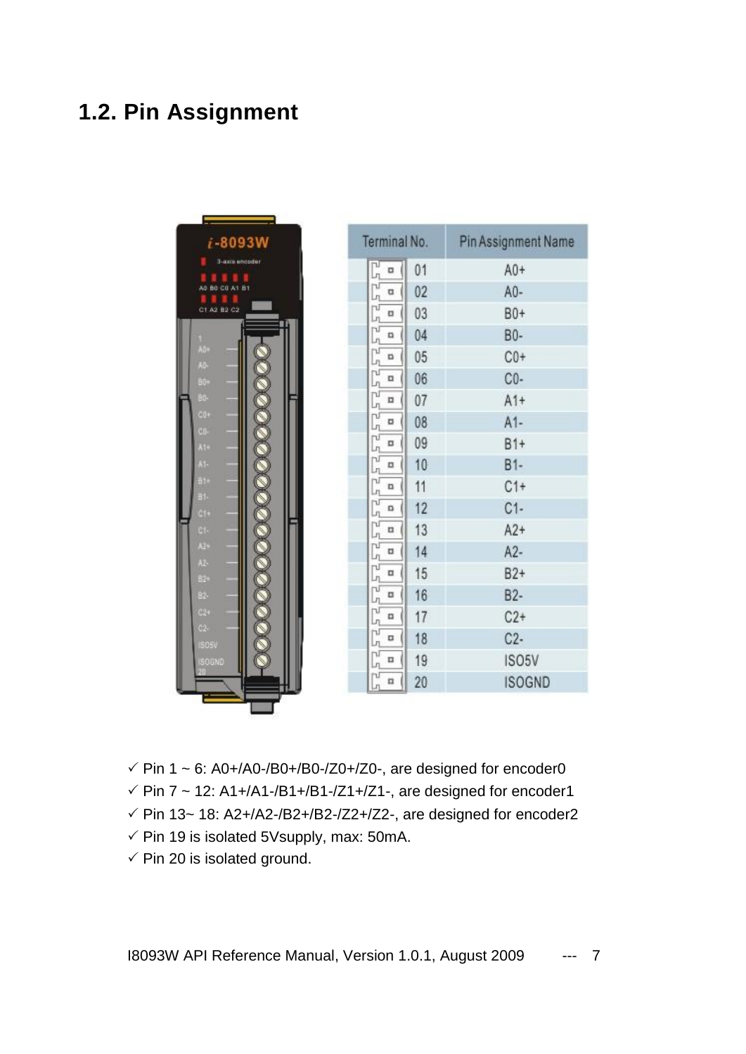## 1.2. Pin Assignment

| Terminal No. | Pin Assignment Name |
|---|---|
| 01 | A0+ |
| 02 | A0- |
| 03 | B0+ |
| 04 | B0- |
| 05 | C0+ |
| 06 | C0- |
| 07 | A1+ |
| 08 | A1- |
| 09 | B1+ |
| 10 | B1- |
| 11 | C1+ |
| 12 | C1- |
| 13 | A2+ |
| 14 | A2- |
| 15 | B2+ |
| 16 | B2- |
| 17 | C2+ |
| 18 | C2- |
| 19 | ISO5V |
| 20 | ISOGND |

- ✓ Pin 1 ~ 6: A0+/A0-/B0+/B0-/Z0+/Z0-, are designed for encoder0
- ✓ Pin 7 ~ 12: A1+/A1-/B1+/B1-/Z1+/Z1-, are designed for encoder1
- ✓ Pin 13~ 18: A2+/A2-/B2+/B2-/Z2+/Z2-, are designed for encoder2
- ✓ Pin 19 is isolated 5Vsupply, max: 50mA.
- ✓ Pin 20 is isolated ground.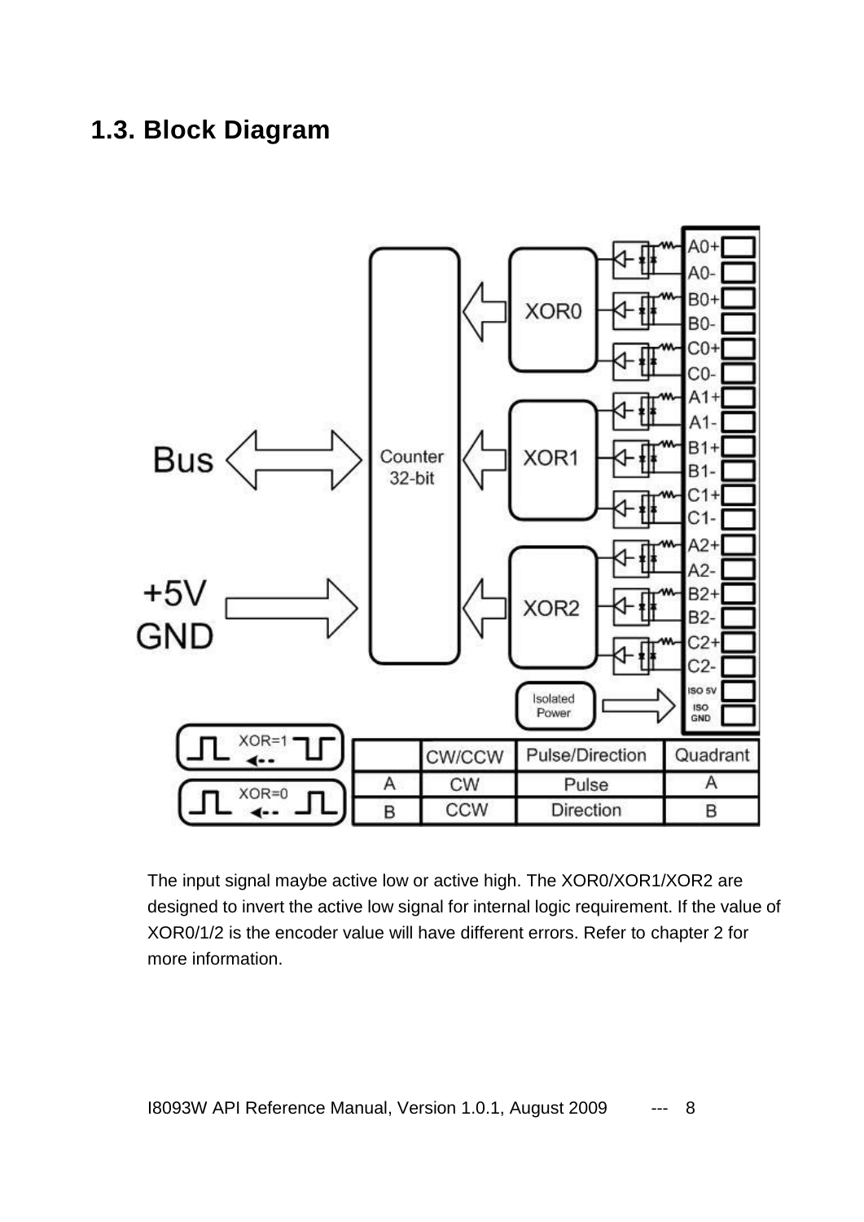## 1.3. Block Diagram

| | CW/CCW | Pulse/Direction | Quadrant |
|---|---|---|---|
| A | CW | Pulse | A |
| B | CCW | Direction | B |

The input signal maybe active low or active high. The XOR0/XOR1/XOR2 are designed to invert the active low signal for internal logic requirement. If the value of XOR0/1/2 is the encoder value will have different errors. Refer to chapter 2 for more information.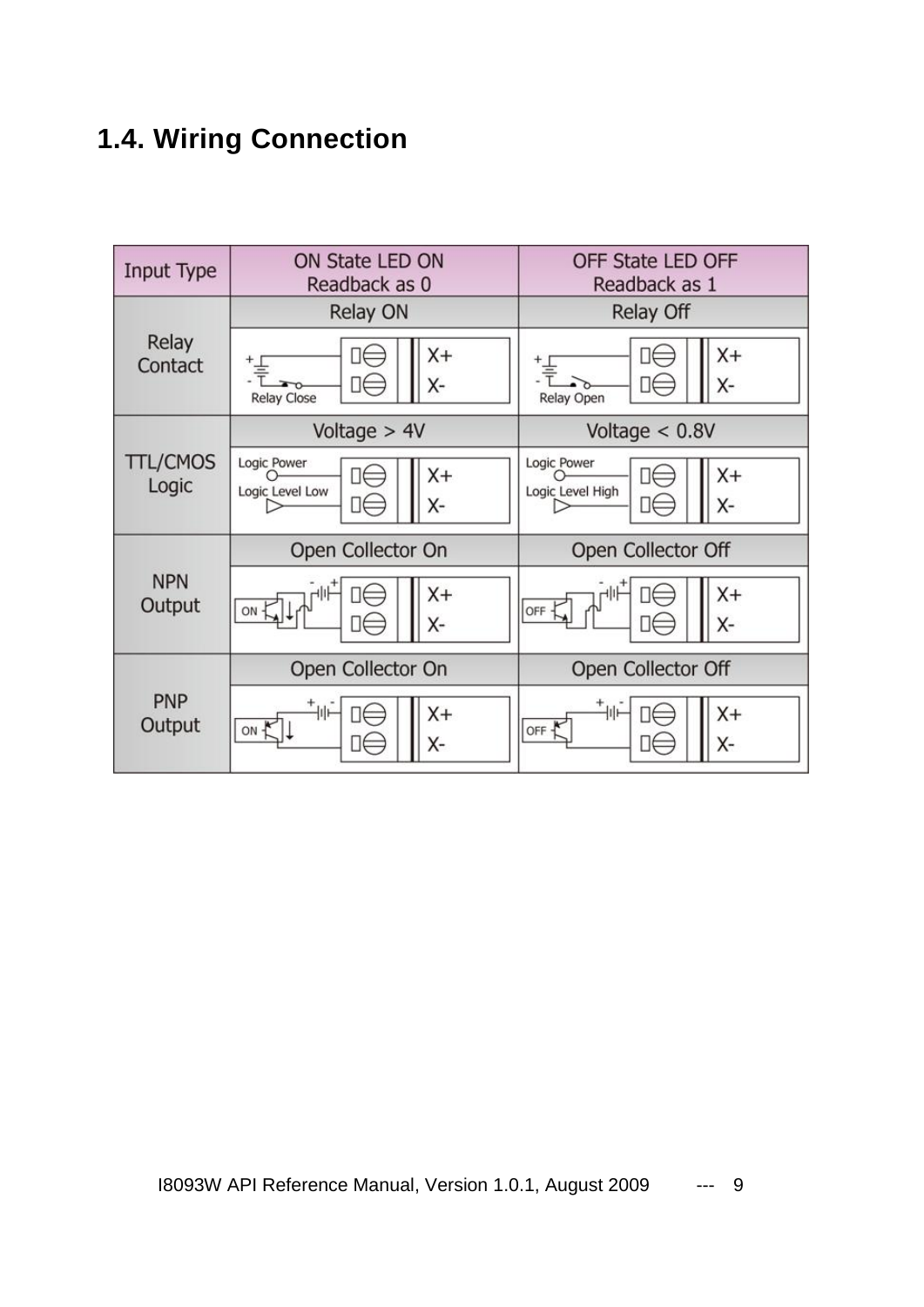## 1.4. Wiring Connection

| Input Type | ON State LED ON<br>Readback as 0 | OFF State LED OFF<br>Readback as 1 |
|---|---|---|
| Relay Contact | Relay ON | Relay Off |
| TTL/CMOS Logic | Voltage > 4V | Voltage < 0.8V |
| NPN Output | Open Collector On | Open Collector Off |
| PNP Output | Open Collector On | Open Collector Off |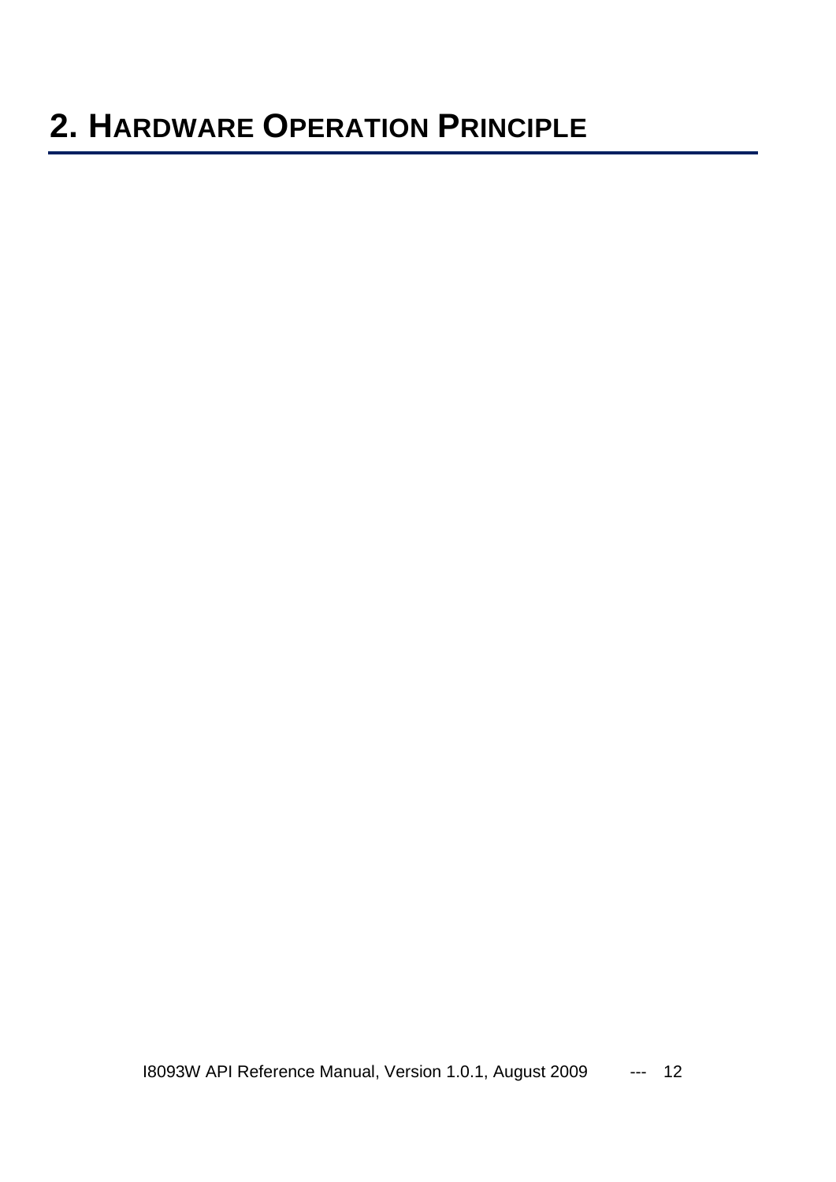# 2. HARDWARE OPERATION PRINCIPLE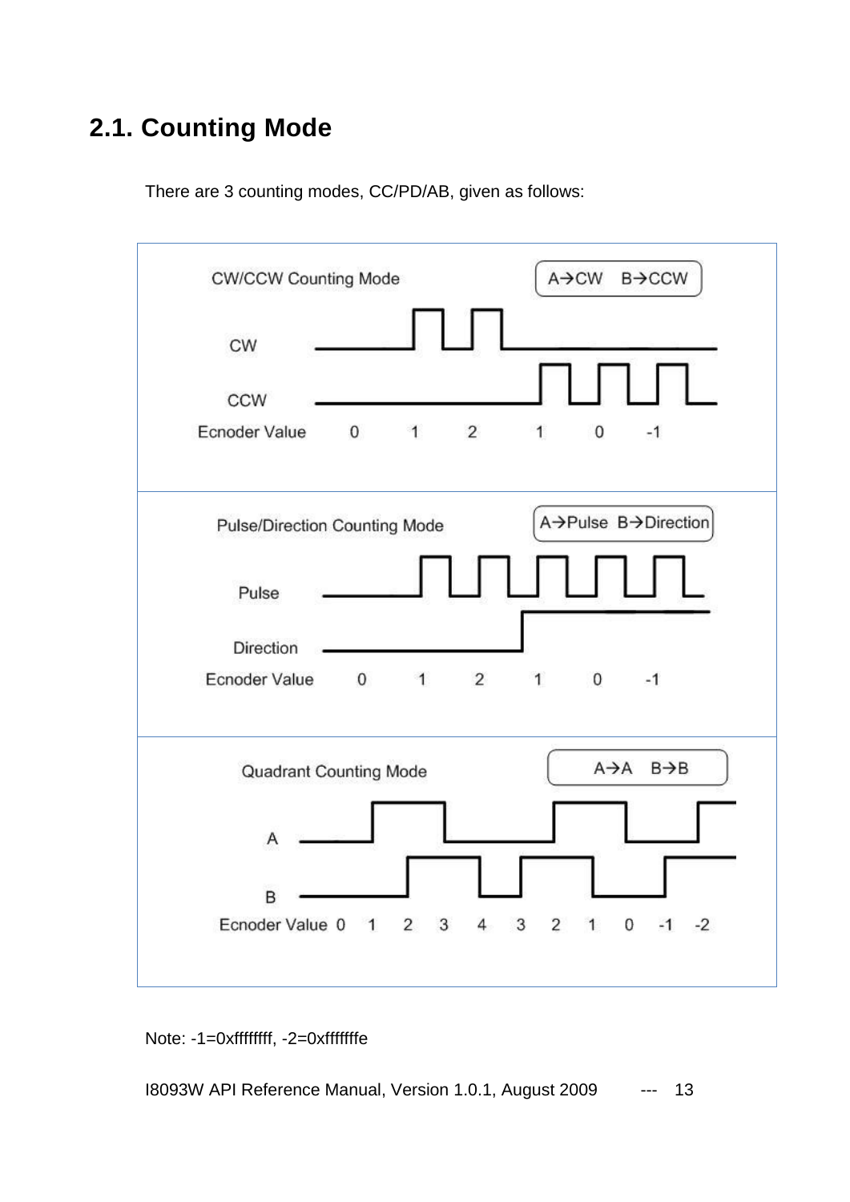## 2.1. Counting Mode

There are 3 counting modes, CC/PD/AB, given as follows:

CW/CCW Counting Mode

A→CW B→CCW

CW

CCW

Ecnoder Value 0 1 2 1 0 -1

Pulse/Direction Counting Mode

A→Pulse B→Direction

Pulse

Direction

Ecnoder Value 0 1 2 1 0 -1

Quadrant Counting Mode

A→A B→B

A

B

Ecnoder Value 0 1 2 3 4 3 2 1 0 -1 -2

Note: -1=0xffffffff, -2=0xfffffffe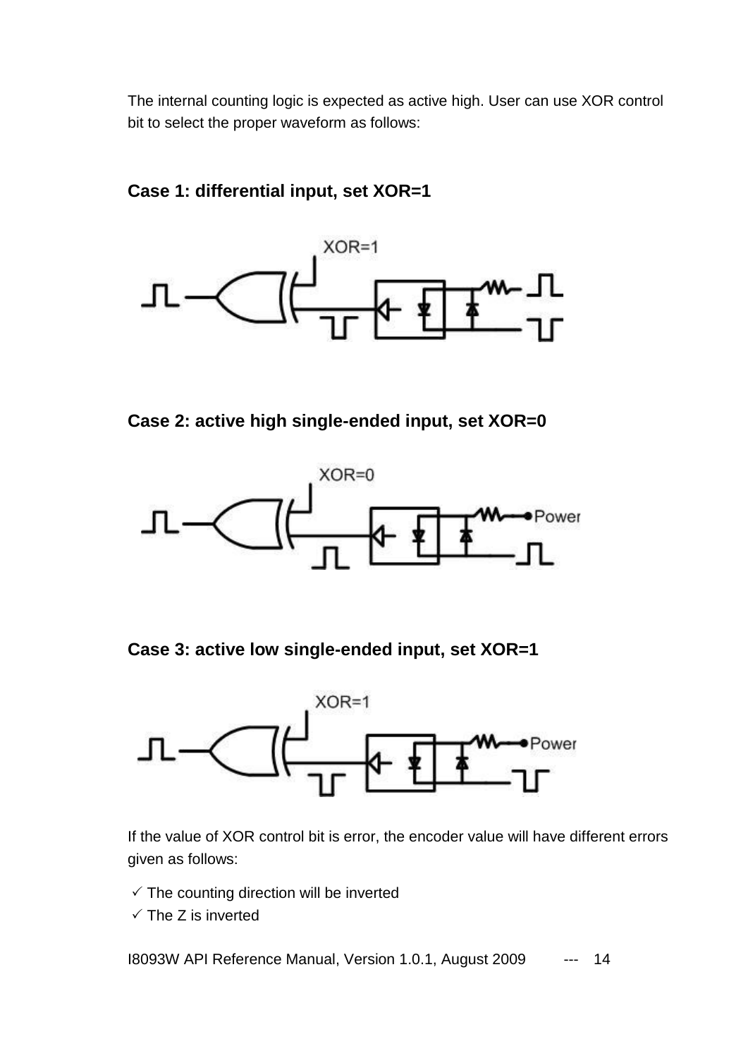The internal counting logic is expected as active high. User can use XOR control bit to select the proper waveform as follows:

**Case 1: differential input, set XOR=1**

**Case 2: active high single-ended input, set XOR=0**

**Case 3: active low single-ended input, set XOR=1**

If the value of XOR control bit is error, the encoder value will have different errors given as follows:

- ✓ The counting direction will be inverted
- ✓ The Z is inverted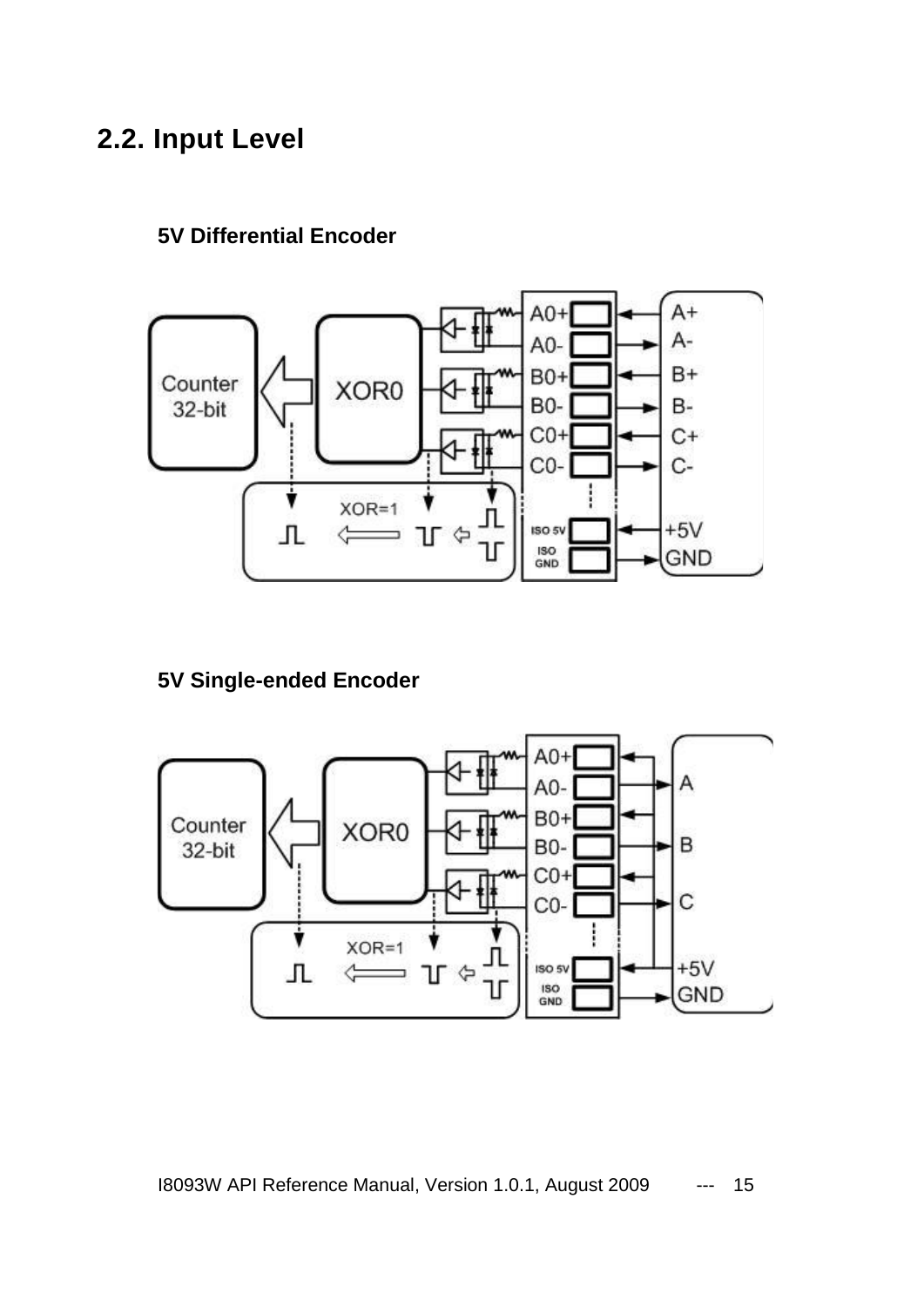## 2.2. Input Level

**5V Differential Encoder**

**5V Single-ended Encoder**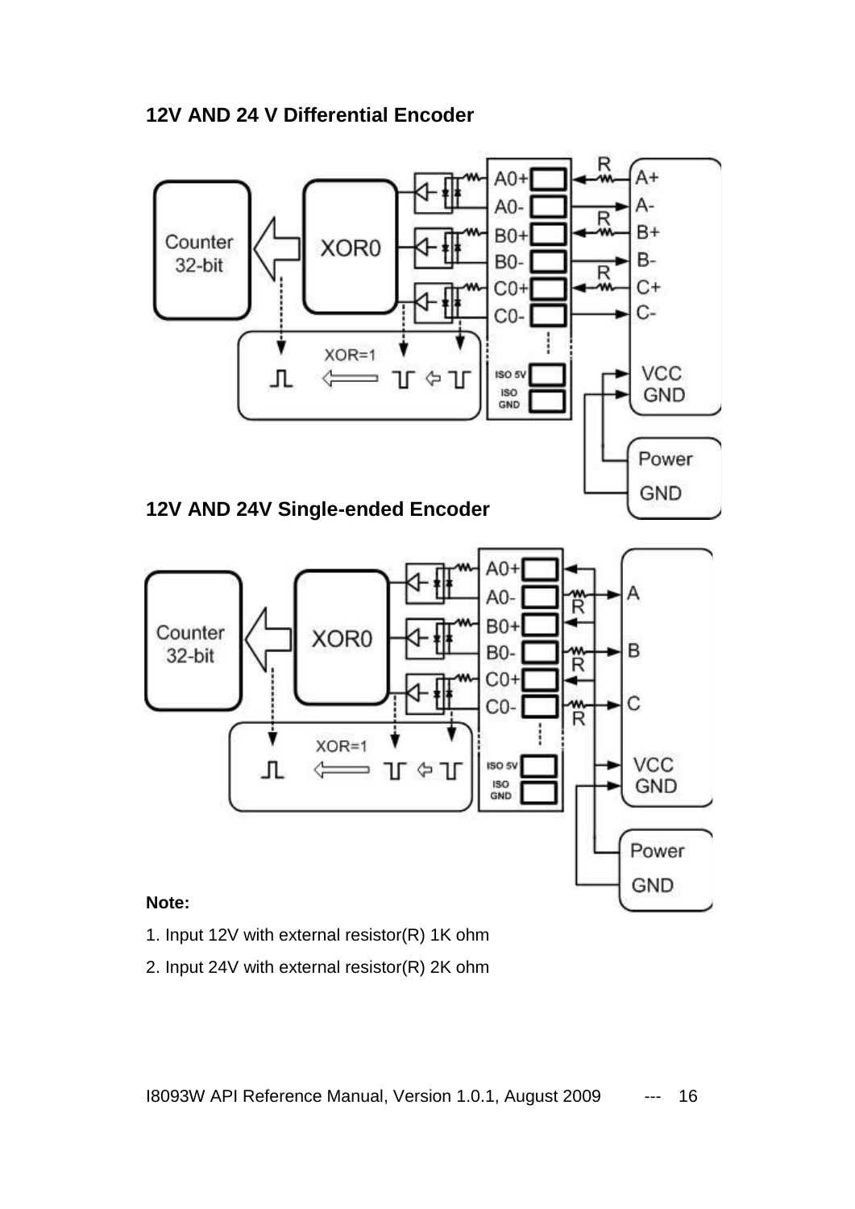### 12V AND 24 V Differential Encoder

### 12V AND 24V Single-ended Encoder

**Note:**

1. Input 12V with external resistor(R) 1K ohm
2. Input 24V with external resistor(R) 2K ohm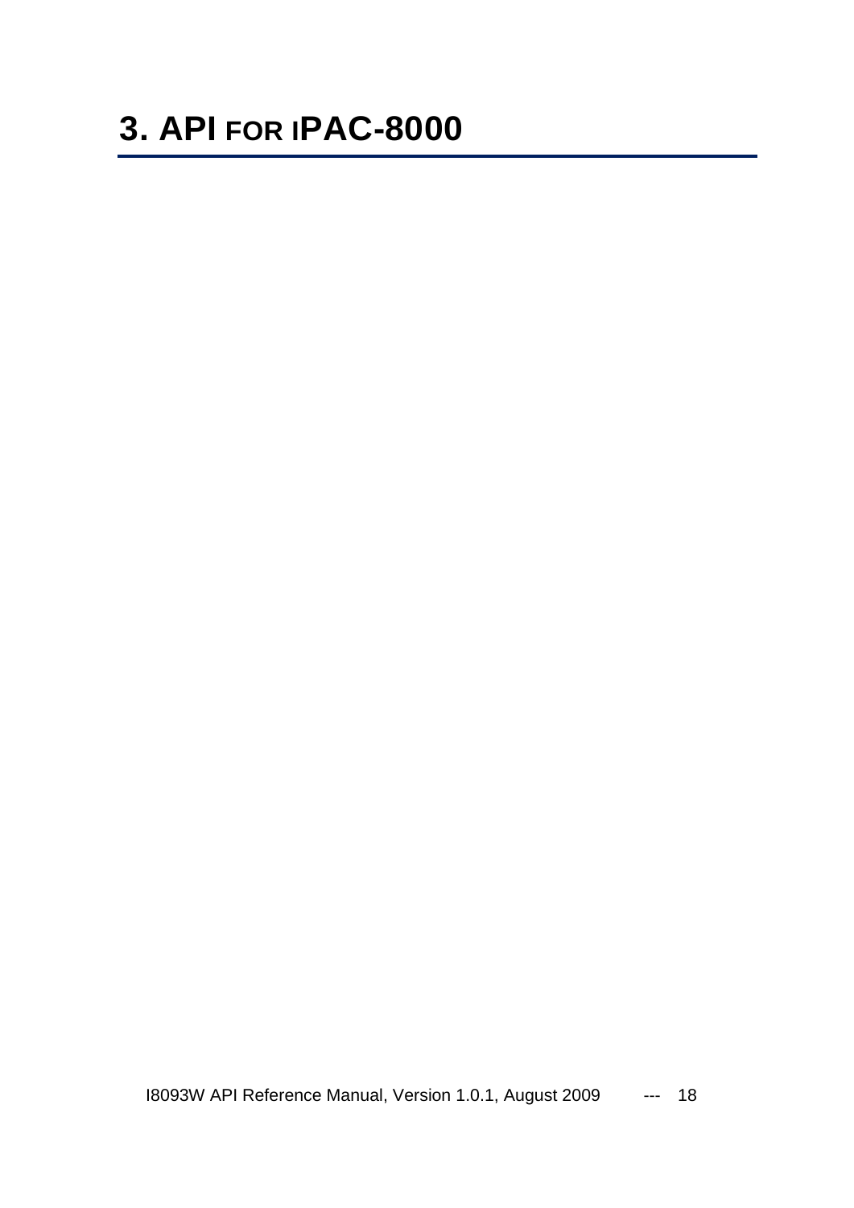# 3. API for iPAC-8000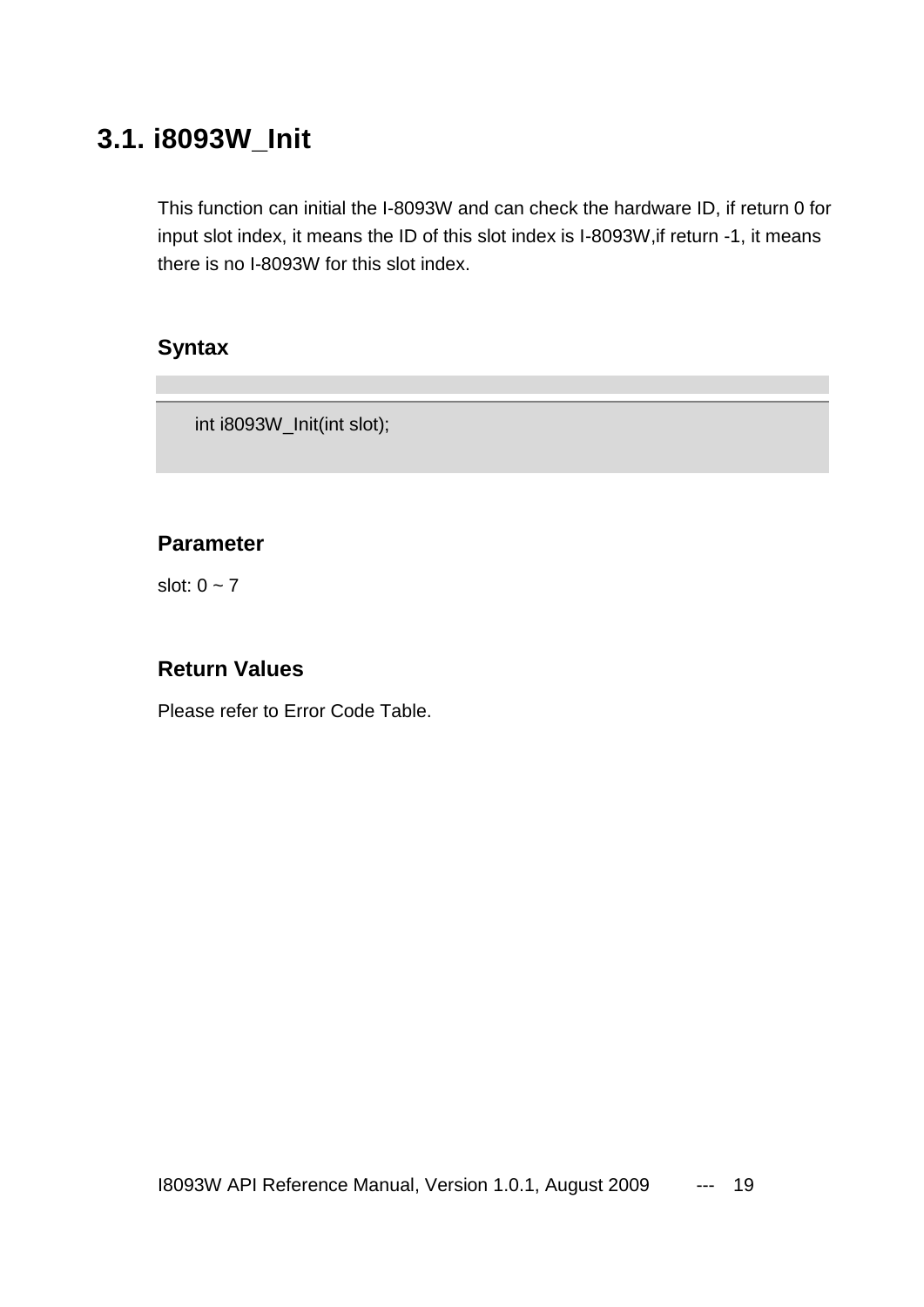## 3.1. i8093W_Init

This function can initial the I-8093W and can check the hardware ID, if return 0 for input slot index, it means the ID of this slot index is I-8093W,if return -1, it means there is no I-8093W for this slot index.

### Syntax

```
int i8093W_Init(int slot);
```

### Parameter

slot: 0 ~ 7

### Return Values

Please refer to Error Code Table.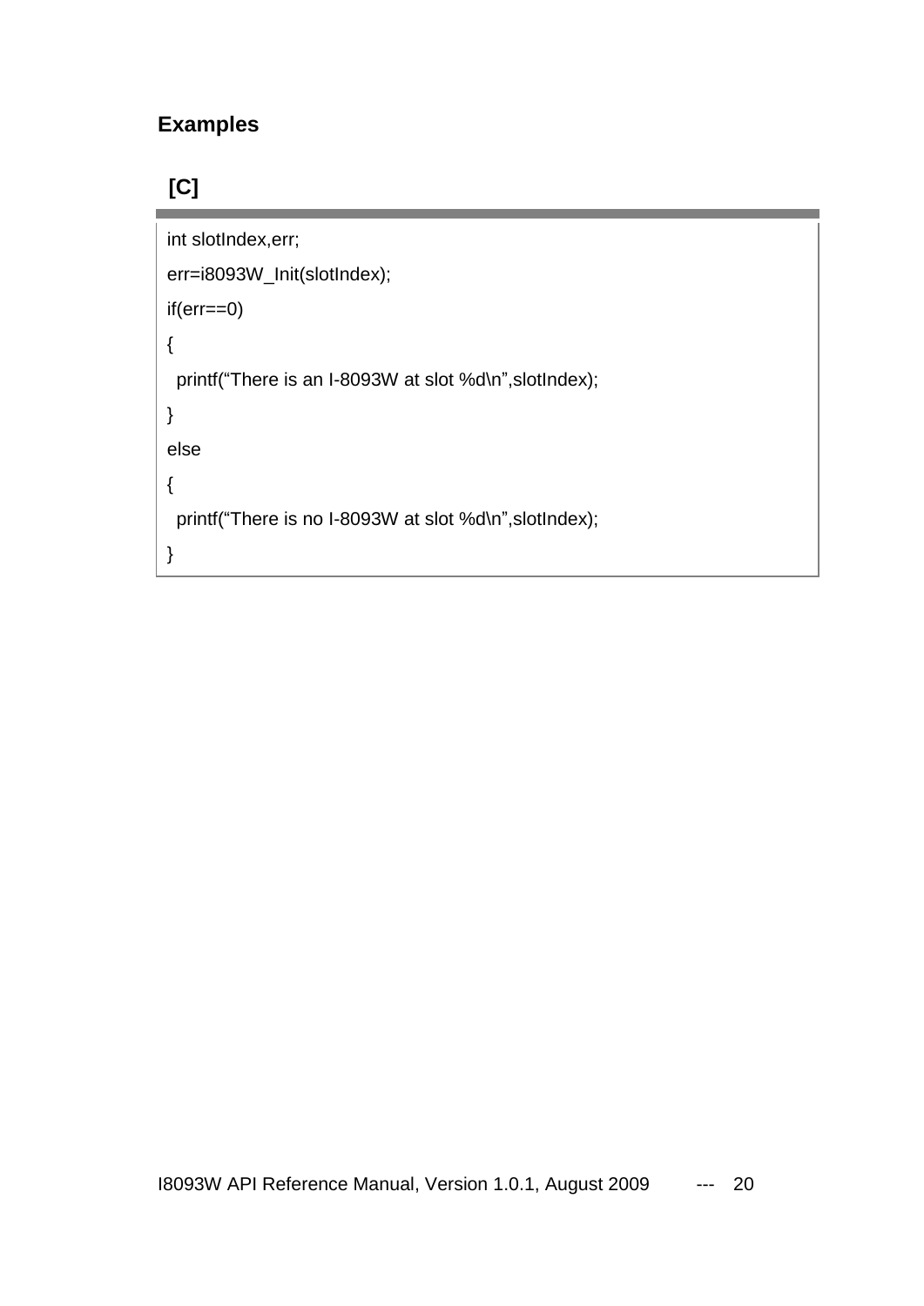### Examples

**[C]**

```
int slotIndex,err;
err=i8093W_Init(slotIndex);
if(err==0)
{
  printf("There is an I-8093W at slot %d\n",slotIndex);
}
else
{
  printf("There is no I-8093W at slot %d\n",slotIndex);
}
```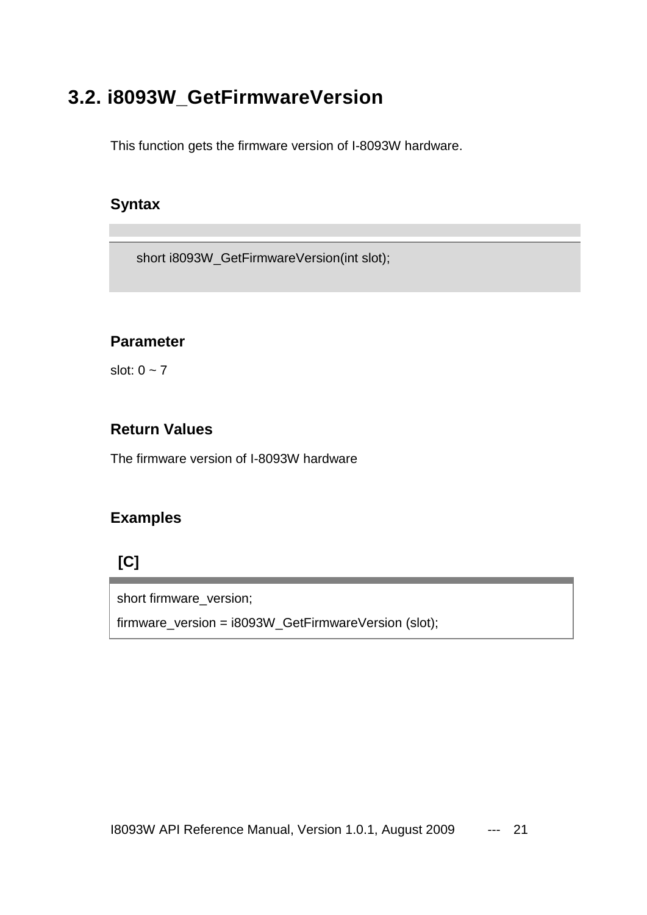## 3.2. i8093W_GetFirmwareVersion

This function gets the firmware version of I-8093W hardware.

### Syntax

```
short i8093W_GetFirmwareVersion(int slot);
```

### Parameter

slot: 0 ~ 7

### Return Values

The firmware version of I-8093W hardware

### Examples

**[C]**

```c
short firmware_version;
firmware_version = i8093W_GetFirmwareVersion (slot);
```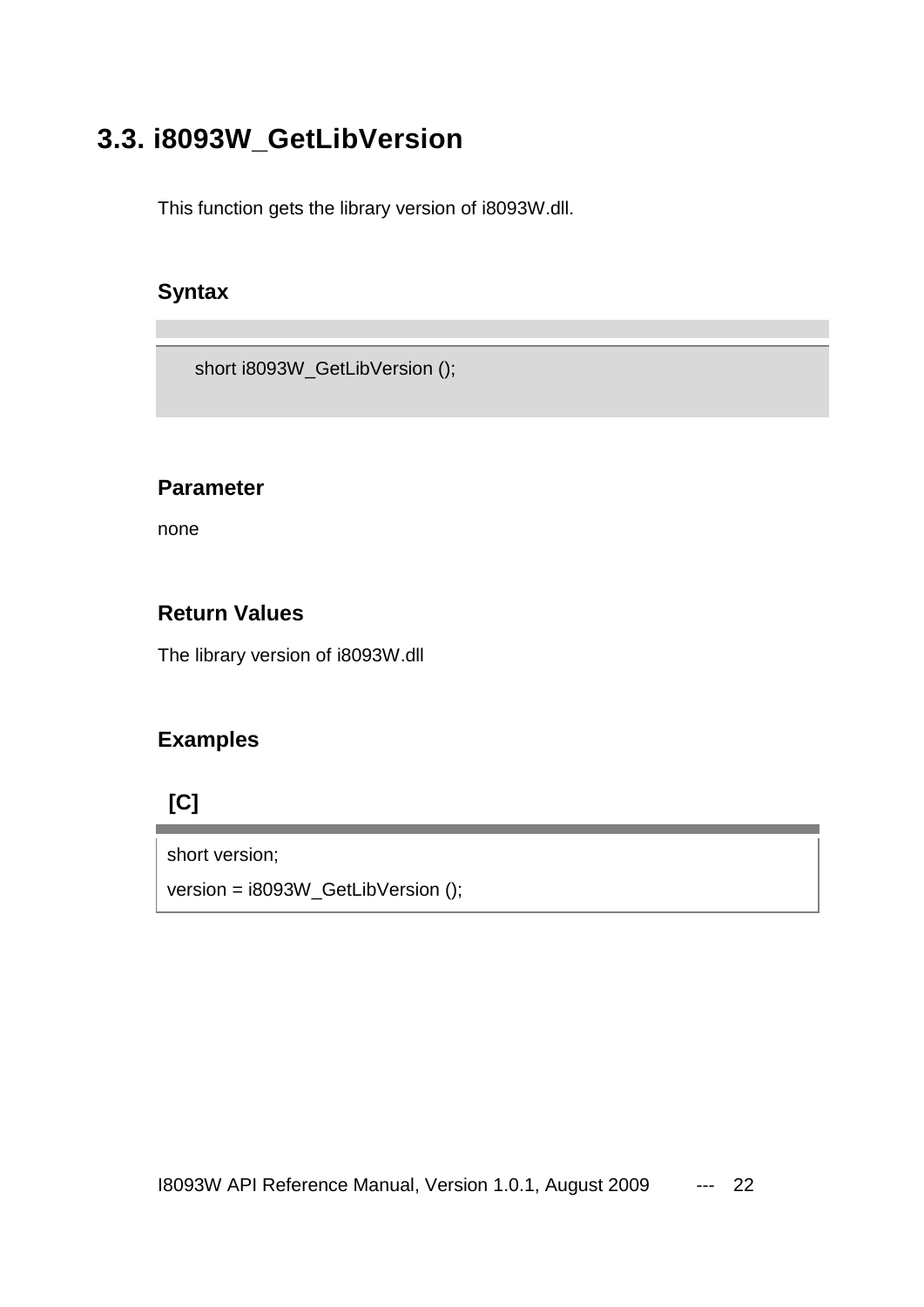## 3.3. i8093W_GetLibVersion

This function gets the library version of i8093W.dll.

### Syntax

```
short i8093W_GetLibVersion ();
```

### Parameter

none

### Return Values

The library version of i8093W.dll

### Examples

**[C]**

```c
short version;
version = i8093W_GetLibVersion ();
```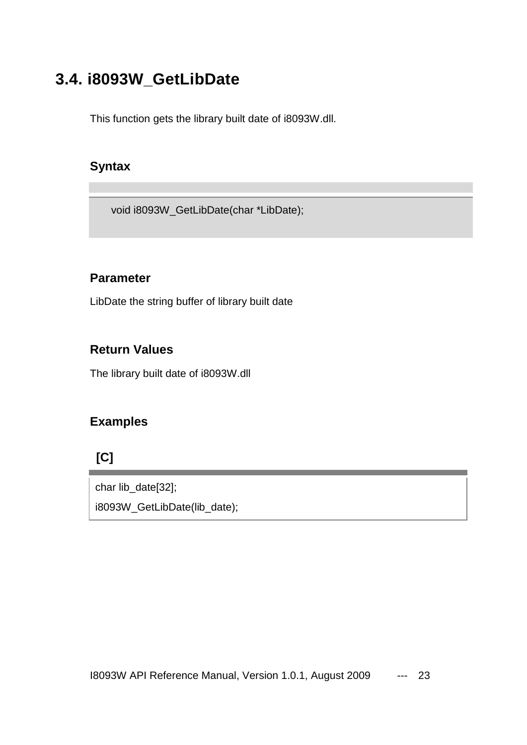## 3.4. i8093W_GetLibDate

This function gets the library built date of i8093W.dll.

### Syntax

```
void i8093W_GetLibDate(char *LibDate);
```

### Parameter

LibDate the string buffer of library built date

### Return Values

The library built date of i8093W.dll

### Examples

**[C]**

```
char lib_date[32];
i8093W_GetLibDate(lib_date);
```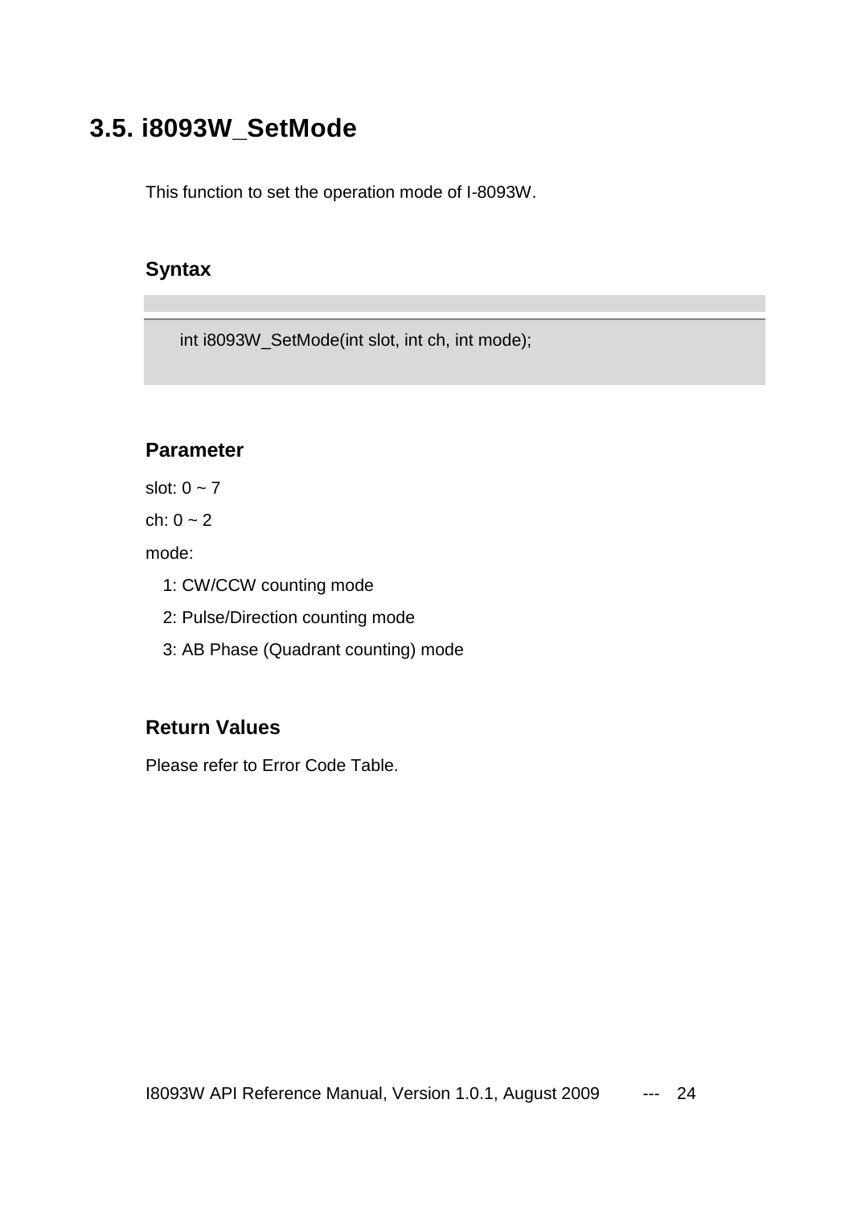## 3.5. i8093W_SetMode

This function to set the operation mode of I-8093W.

### Syntax

```
int i8093W_SetMode(int slot, int ch, int mode);
```

### Parameter

slot: 0 ~ 7

ch: 0 ~ 2

mode:

- 1: CW/CCW counting mode
- 2: Pulse/Direction counting mode
- 3: AB Phase (Quadrant counting) mode

### Return Values

Please refer to Error Code Table.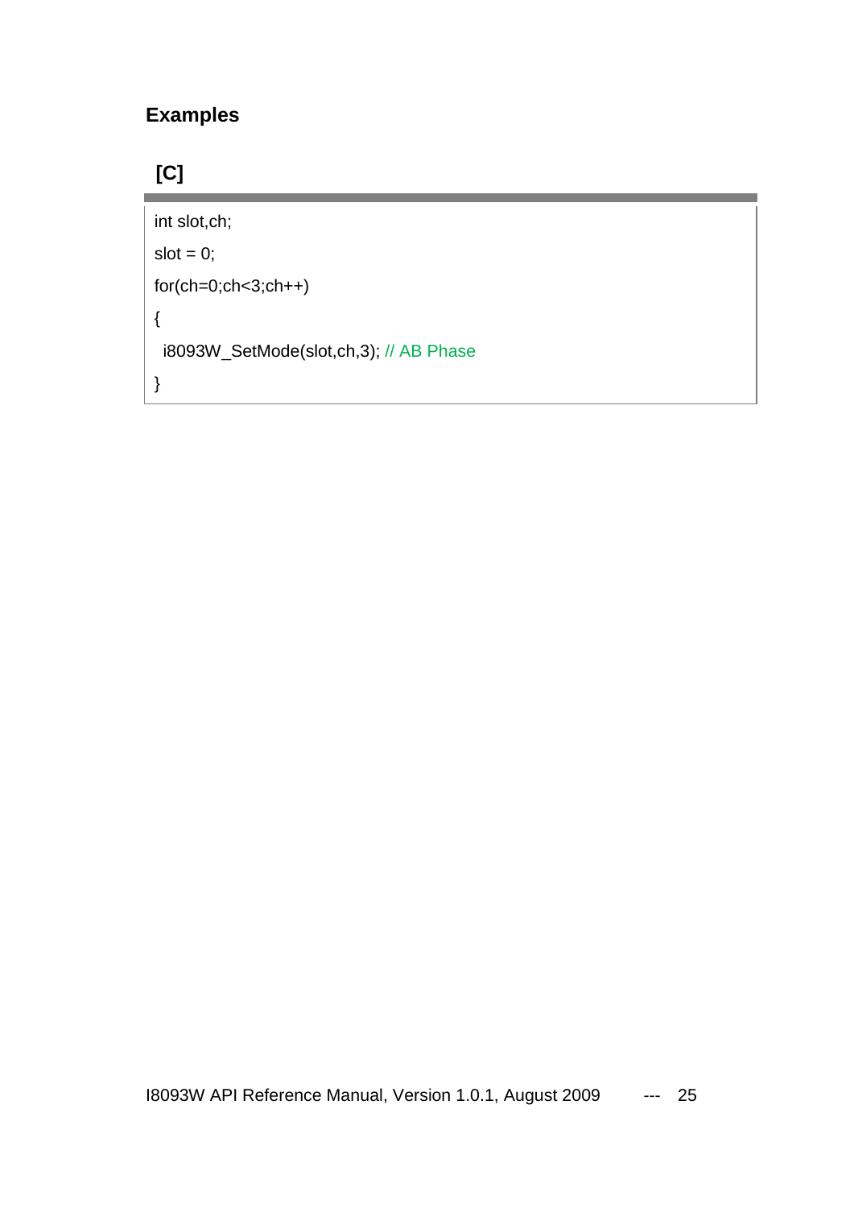## Examples

### [C]

```
int slot,ch;
slot = 0;
for(ch=0;ch<3;ch++)
{
 i8093W_SetMode(slot,ch,3); // AB Phase
}
```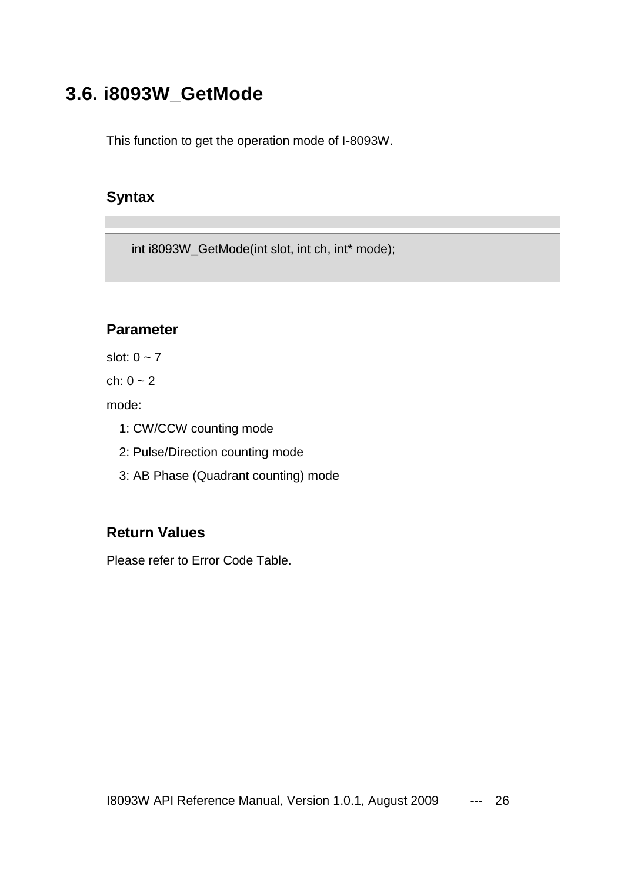## 3.6. i8093W_GetMode

This function to get the operation mode of I-8093W.

### Syntax

```
int i8093W_GetMode(int slot, int ch, int* mode);
```

### Parameter

slot: 0 ~ 7

ch: 0 ~ 2

mode:

1: CW/CCW counting mode

2: Pulse/Direction counting mode

3: AB Phase (Quadrant counting) mode

### Return Values

Please refer to Error Code Table.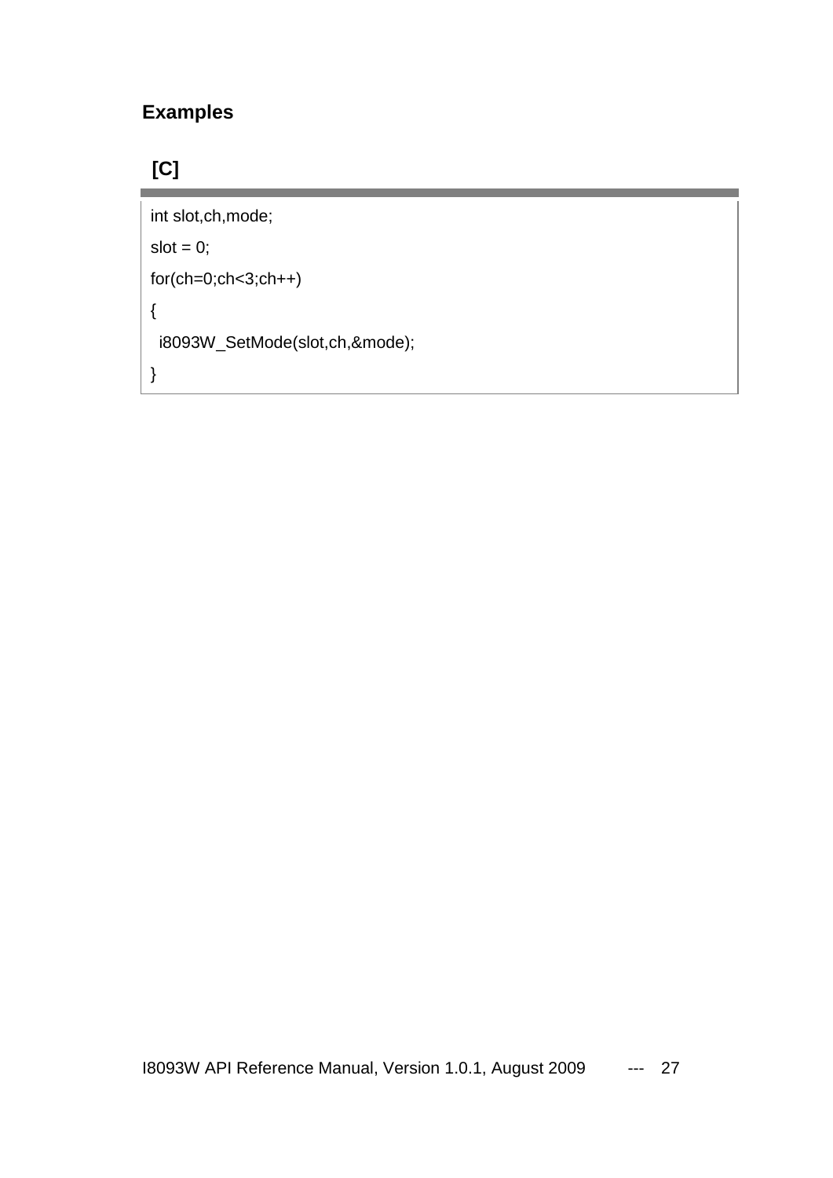## Examples

### [C]

```
int slot,ch,mode;
slot = 0;
for(ch=0;ch<3;ch++)
{
  i8093W_SetMode(slot,ch,&mode);
}
```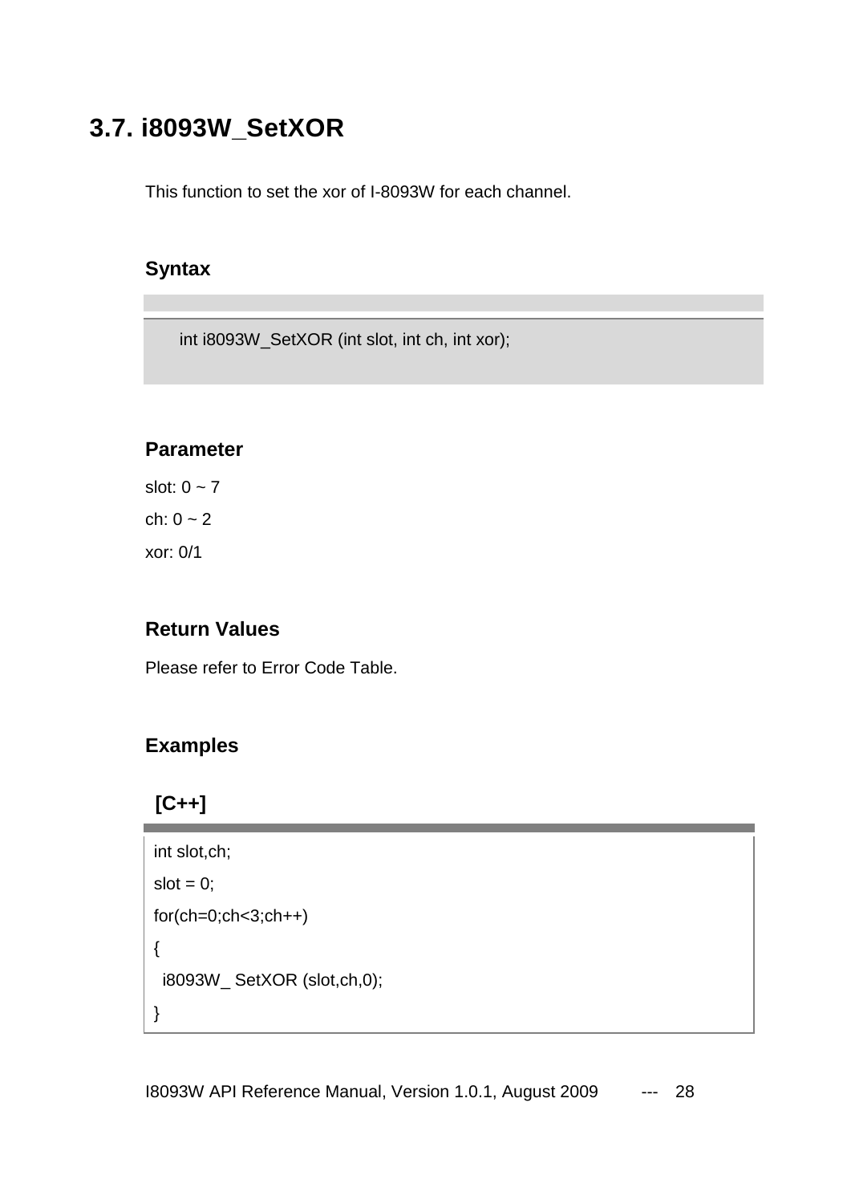## 3.7. i8093W_SetXOR

This function to set the xor of I-8093W for each channel.

### Syntax

```
int i8093W_SetXOR (int slot, int ch, int xor);
```

### Parameter

slot: 0 ~ 7

ch: 0 ~ 2

xor: 0/1

### Return Values

Please refer to Error Code Table.

### Examples

**[C++]**

```
int slot,ch;
slot = 0;
for(ch=0;ch<3;ch++)
{
  i8093W_ SetXOR (slot,ch,0);
}
```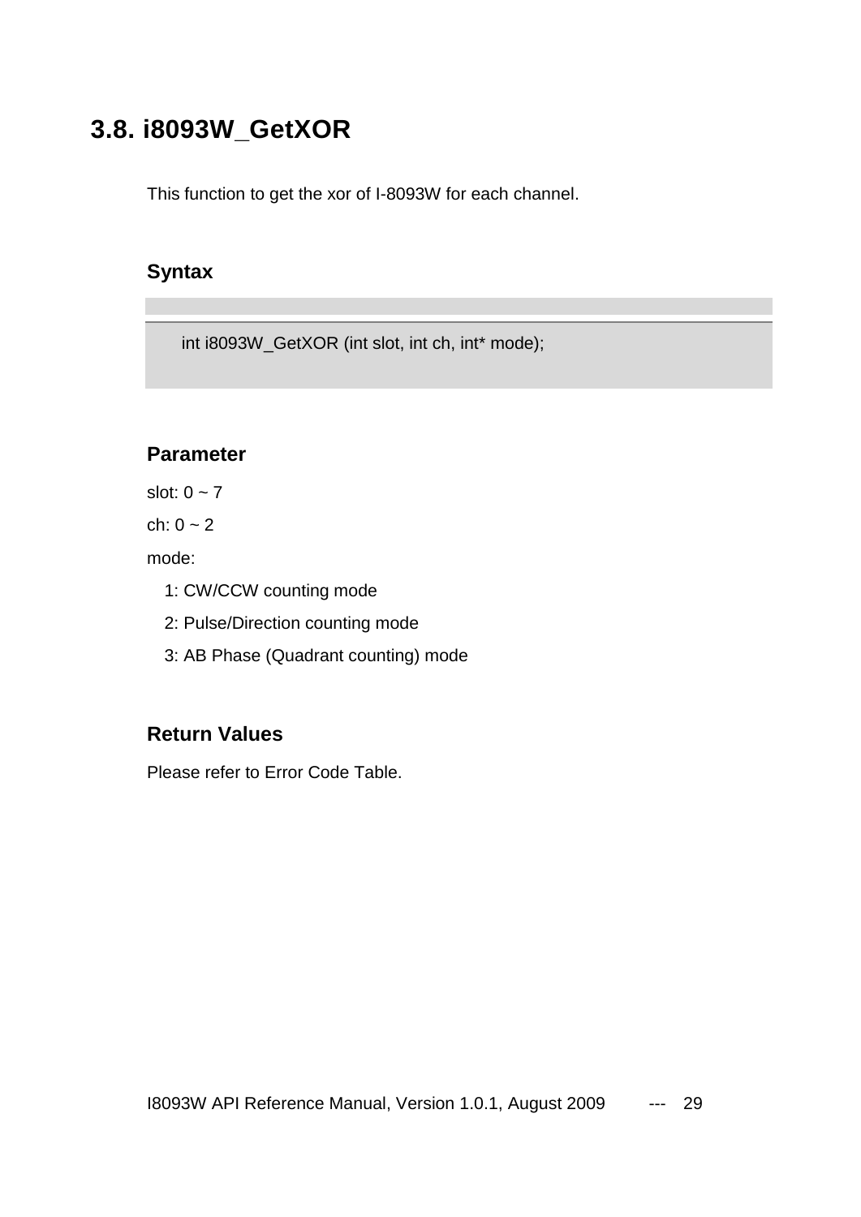## 3.8. i8093W_GetXOR

This function to get the xor of I-8093W for each channel.

### Syntax

```
int i8093W_GetXOR (int slot, int ch, int* mode);
```

### Parameter

slot: 0 ~ 7

ch: 0 ~ 2

mode:

1: CW/CCW counting mode

2: Pulse/Direction counting mode

3: AB Phase (Quadrant counting) mode

### Return Values

Please refer to Error Code Table.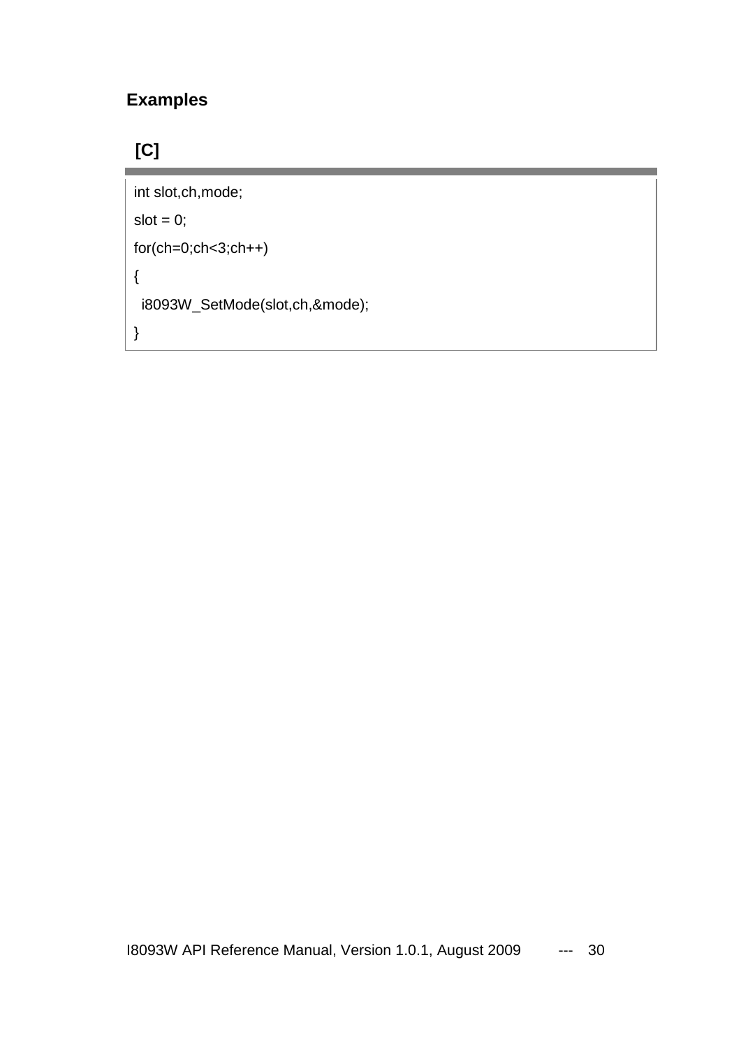## Examples

### [C]

```
int slot,ch,mode;
slot = 0;
for(ch=0;ch<3;ch++)
{
  i8093W_SetMode(slot,ch,&mode);
}
```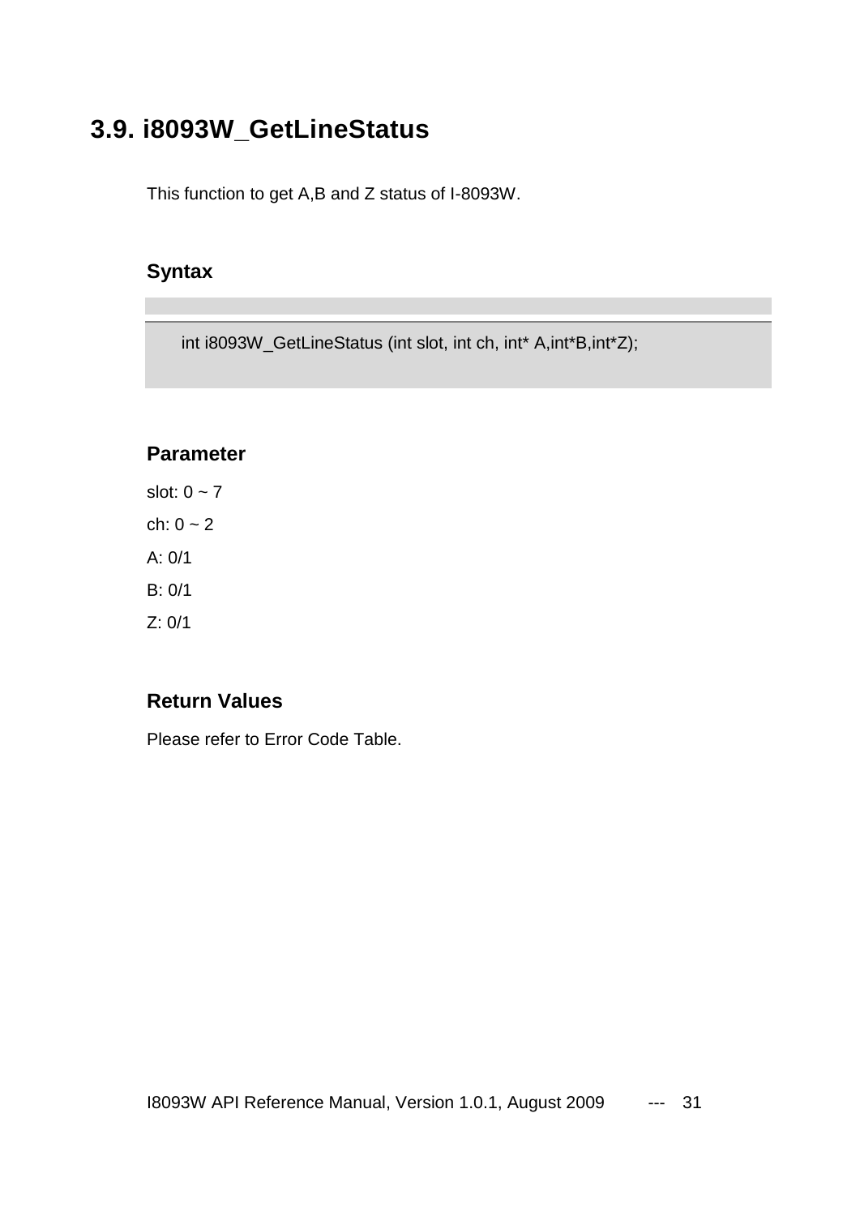## 3.9. i8093W_GetLineStatus

This function to get A,B and Z status of I-8093W.

### Syntax

```
int i8093W_GetLineStatus (int slot, int ch, int* A,int*B,int*Z);
```

### Parameter

slot: 0 ~ 7

ch: 0 ~ 2

A: 0/1

B: 0/1

Z: 0/1

### Return Values

Please refer to Error Code Table.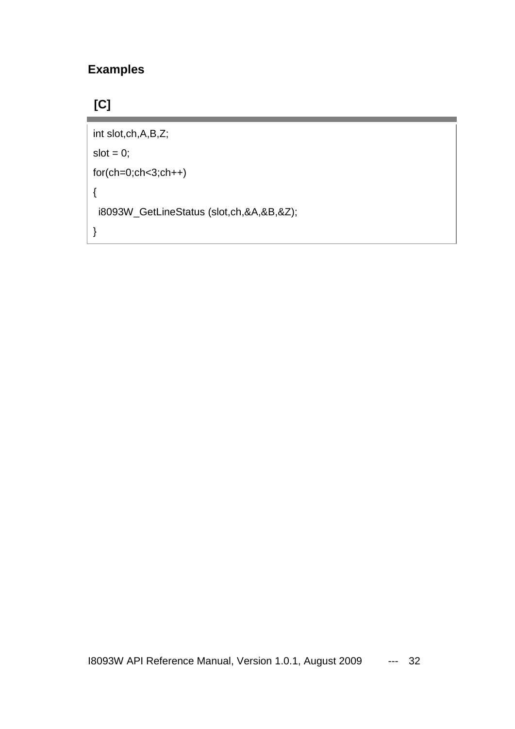### Examples

**[C]**

```
int slot,ch,A,B,Z;
slot = 0;
for(ch=0;ch<3;ch++)
{
  i8093W_GetLineStatus (slot,ch,&A,&B,&Z);
}
```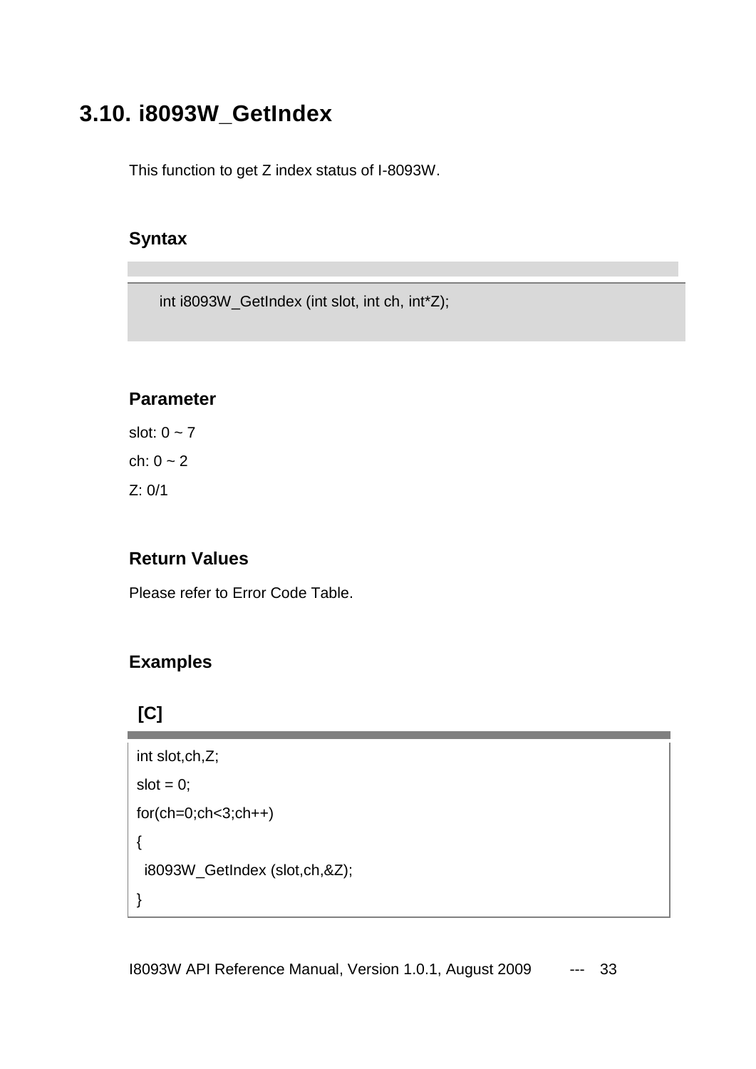## 3.10. i8093W_GetIndex

This function to get Z index status of I-8093W.

### Syntax

```
int i8093W_GetIndex (int slot, int ch, int*Z);
```

### Parameter

slot: 0 ~ 7

ch: 0 ~ 2

Z: 0/1

### Return Values

Please refer to Error Code Table.

### Examples

**[C]**

```
int slot,ch,Z;
slot = 0;
for(ch=0;ch<3;ch++)
{
  i8093W_GetIndex (slot,ch,&Z);
}
```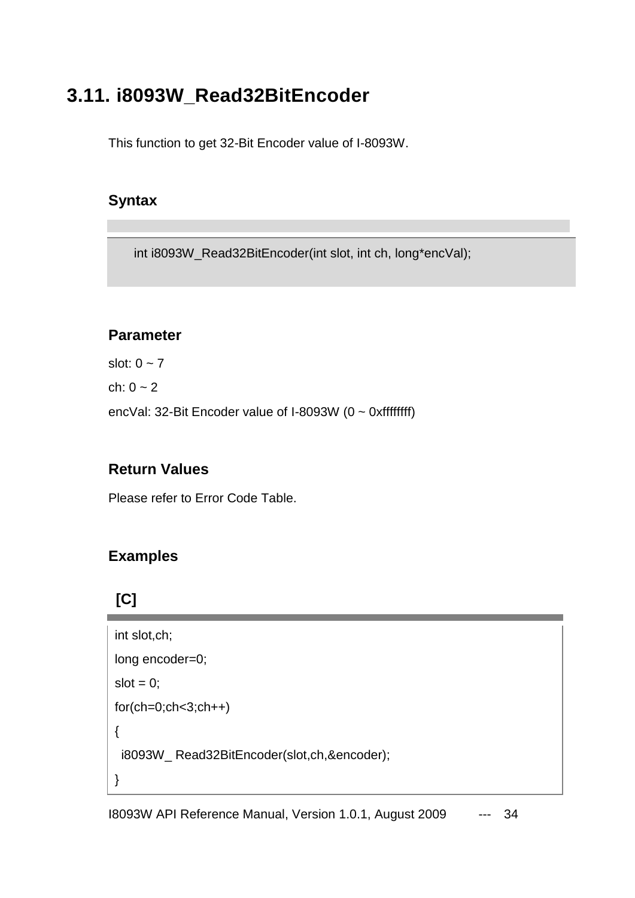## 3.11. i8093W_Read32BitEncoder

This function to get 32-Bit Encoder value of I-8093W.

### Syntax

```
int i8093W_Read32BitEncoder(int slot, int ch, long*encVal);
```

### Parameter

slot: 0 ~ 7

ch: 0 ~ 2

encVal: 32-Bit Encoder value of I-8093W (0 ~ 0xffffffff)

### Return Values

Please refer to Error Code Table.

### Examples

**[C]**

```
int slot,ch;
long encoder=0;
slot = 0;
for(ch=0;ch<3;ch++)
{
  i8093W_ Read32BitEncoder(slot,ch,&encoder);
}
```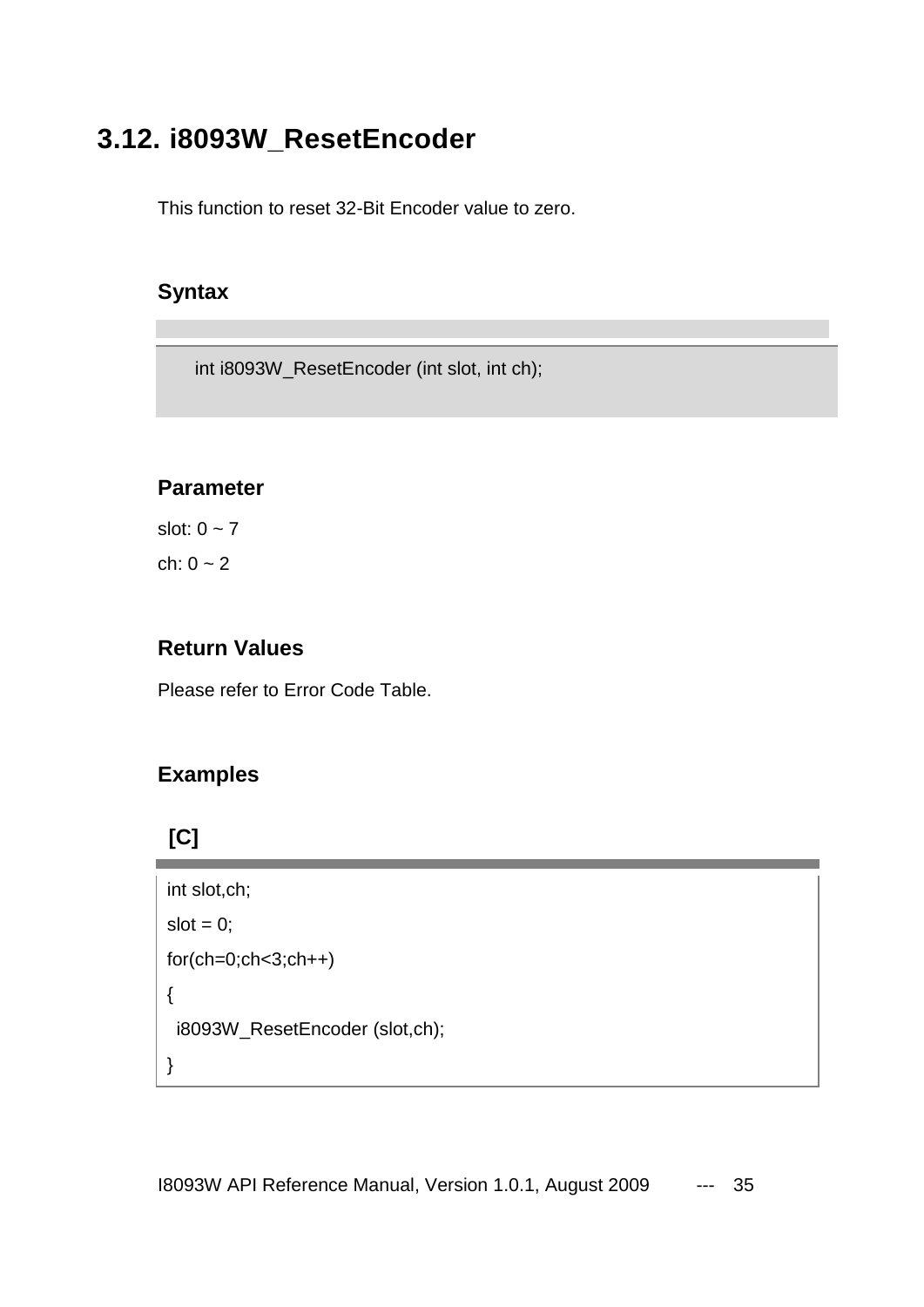## 3.12. i8093W_ResetEncoder

This function to reset 32-Bit Encoder value to zero.

### Syntax

```
int i8093W_ResetEncoder (int slot, int ch);
```

### Parameter

slot: 0 ~ 7

ch: 0 ~ 2

### Return Values

Please refer to Error Code Table.

### Examples

**[C]**

```
int slot,ch;
slot = 0;
for(ch=0;ch<3;ch++)
{
  i8093W_ResetEncoder (slot,ch);
}
```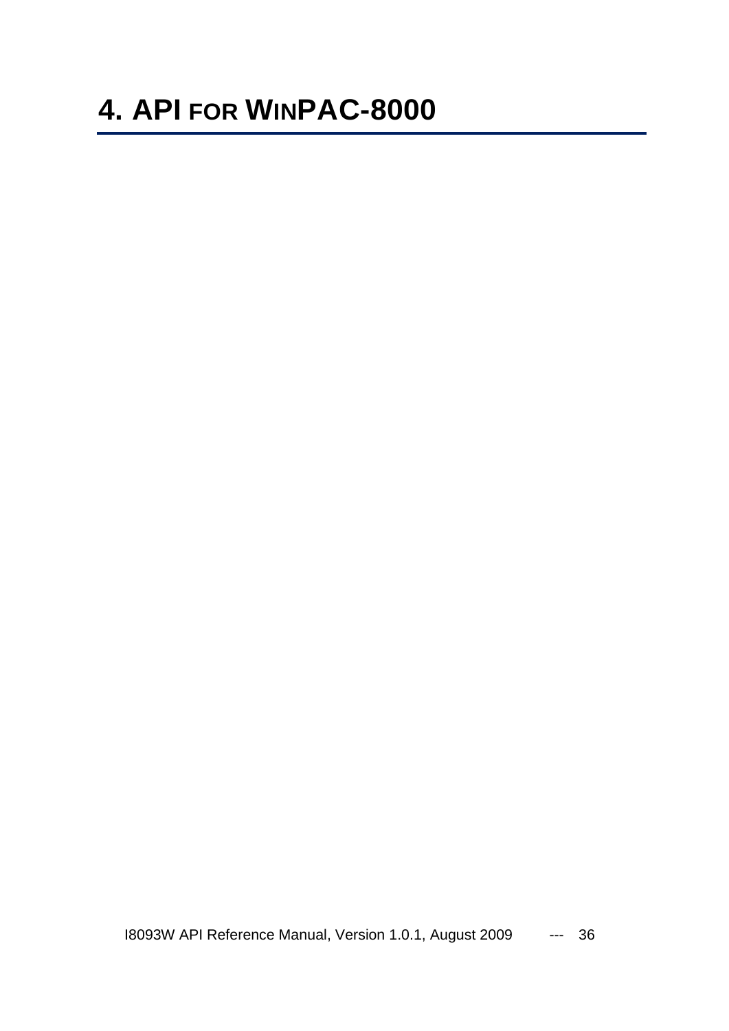# 4. API FOR WINPAC-8000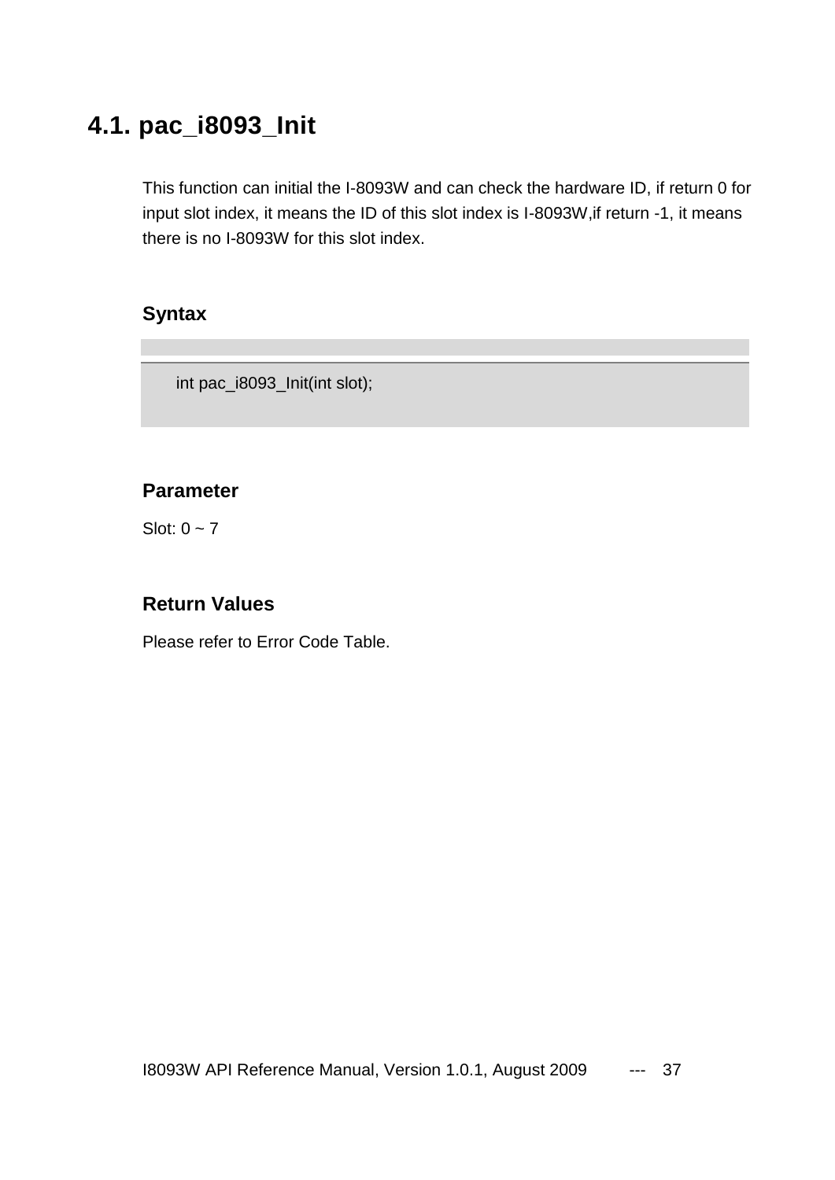## 4.1. pac_i8093_Init

This function can initial the I-8093W and can check the hardware ID, if return 0 for input slot index, it means the ID of this slot index is I-8093W,if return -1, it means there is no I-8093W for this slot index.

### Syntax

```
int pac_i8093_Init(int slot);
```

### Parameter

Slot: 0 ~ 7

### Return Values

Please refer to Error Code Table.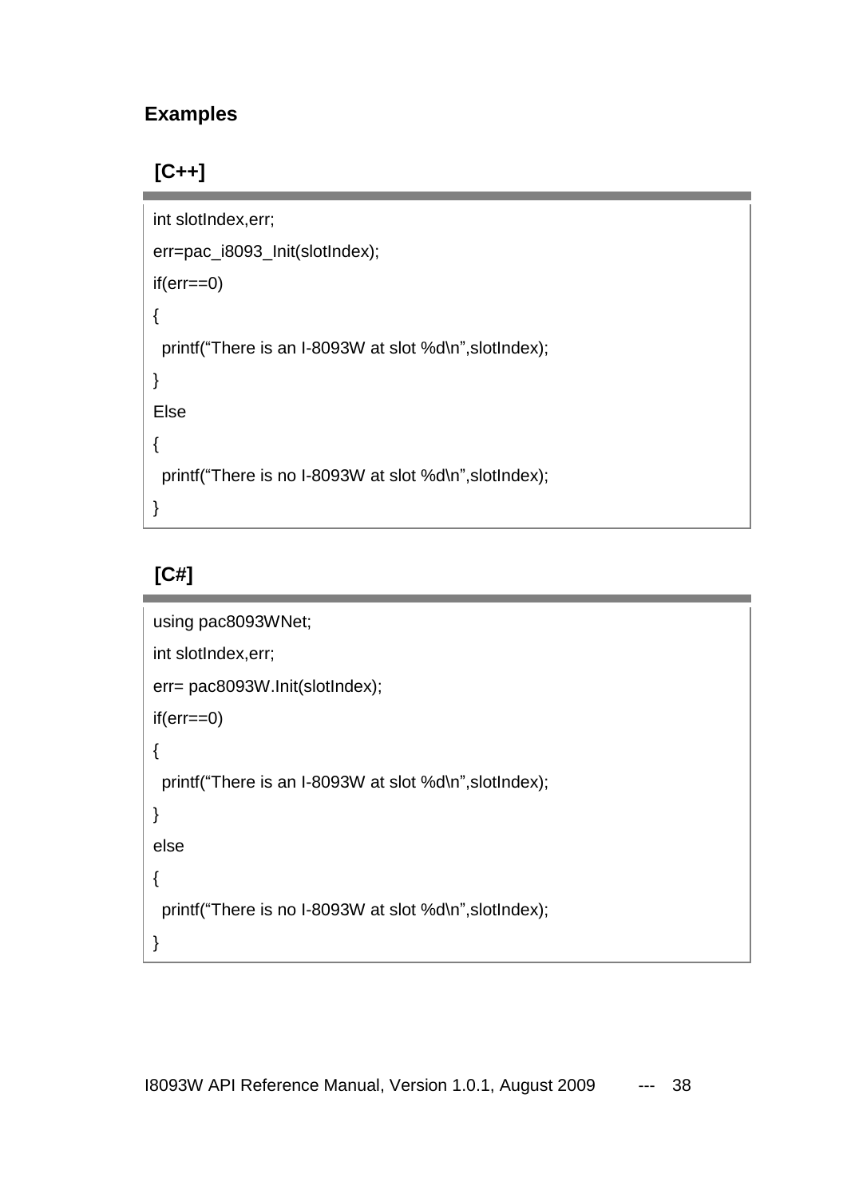### Examples

**[C++]**

```
int slotIndex,err;
err=pac_i8093_Init(slotIndex);
if(err==0)
{
  printf(“There is an I-8093W at slot %d\n”,slotIndex);
}
Else
{
  printf(“There is no I-8093W at slot %d\n”,slotIndex);
}
```

**[C#]**

```
using pac8093WNet;
int slotIndex,err;
err= pac8093W.Init(slotIndex);
if(err==0)
{
  printf(“There is an I-8093W at slot %d\n”,slotIndex);
}
else
{
  printf(“There is no I-8093W at slot %d\n”,slotIndex);
}
```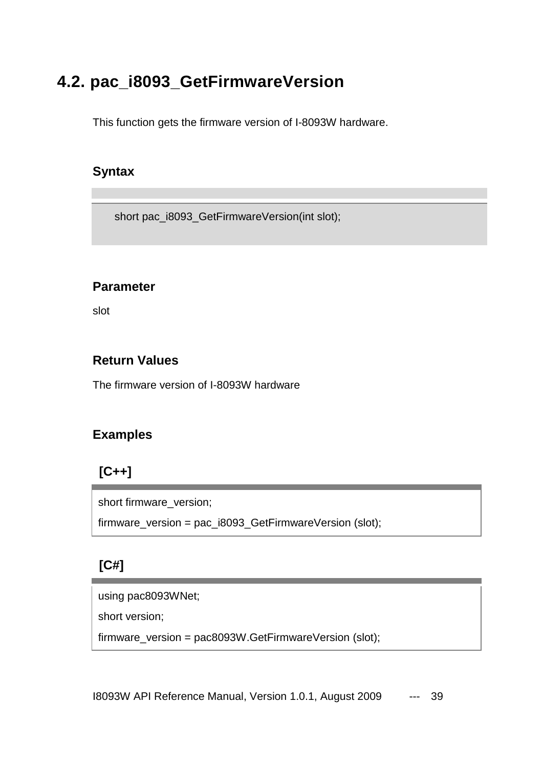## 4.2. pac_i8093_GetFirmwareVersion

This function gets the firmware version of I-8093W hardware.

### Syntax

```
short pac_i8093_GetFirmwareVersion(int slot);
```

### Parameter

slot

### Return Values

The firmware version of I-8093W hardware

### Examples

**[C++]**

```
short firmware_version;
firmware_version = pac_i8093_GetFirmwareVersion (slot);
```

**[C#]**

```
using pac8093WNet;
short version;
firmware_version = pac8093W.GetFirmwareVersion (slot);
```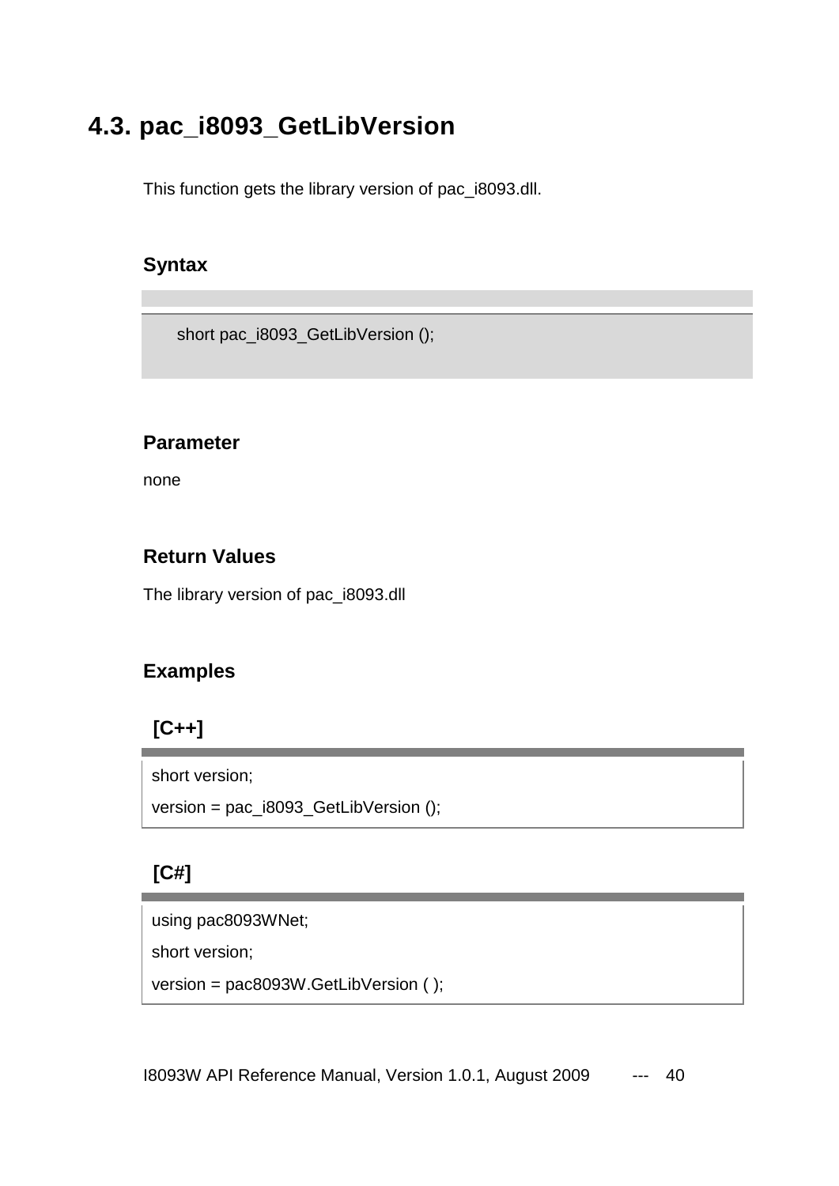## 4.3. pac_i8093_GetLibVersion

This function gets the library version of pac_i8093.dll.

### Syntax

```
short pac_i8093_GetLibVersion ();
```

### Parameter

none

### Return Values

The library version of pac_i8093.dll

### Examples

**[C++]**

```
short version;
version = pac_i8093_GetLibVersion ();
```

**[C#]**

```
using pac8093WNet;
short version;
version = pac8093W.GetLibVersion ( );
```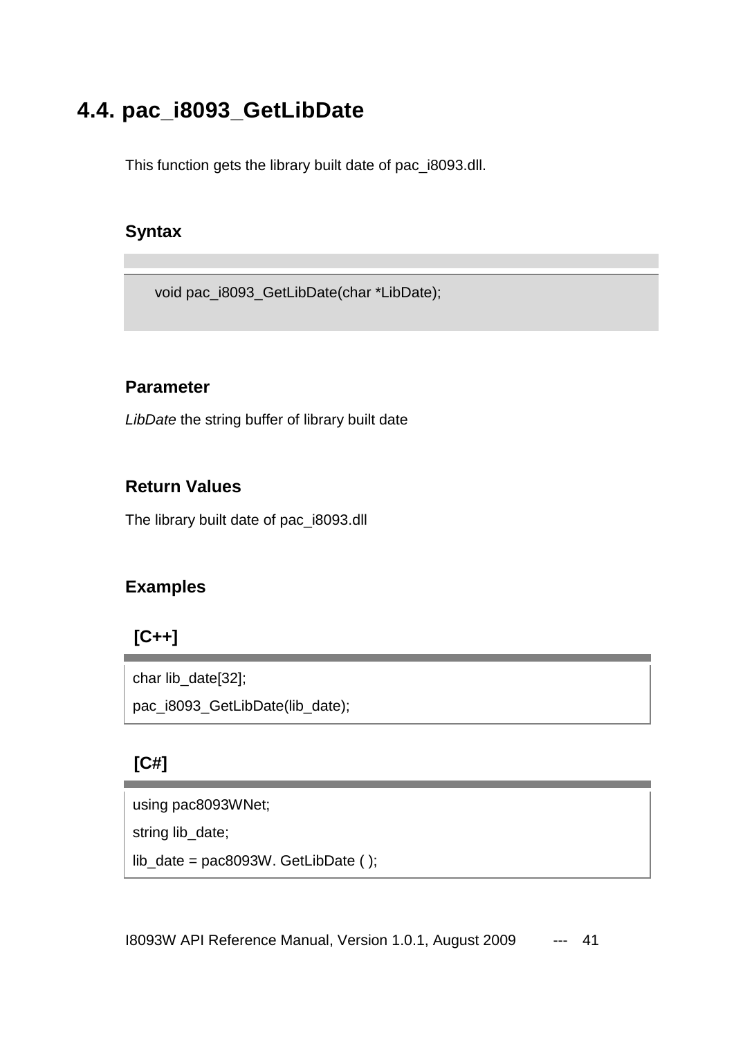## 4.4. pac_i8093_GetLibDate

This function gets the library built date of pac_i8093.dll.

### Syntax

```
void pac_i8093_GetLibDate(char *LibDate);
```

### Parameter

*LibDate* the string buffer of library built date

### Return Values

The library built date of pac_i8093.dll

### Examples

**[C++]**

```
char lib_date[32];
pac_i8093_GetLibDate(lib_date);
```

**[C#]**

```
using pac8093WNet;
string lib_date;
lib_date = pac8093W. GetLibDate ( );
```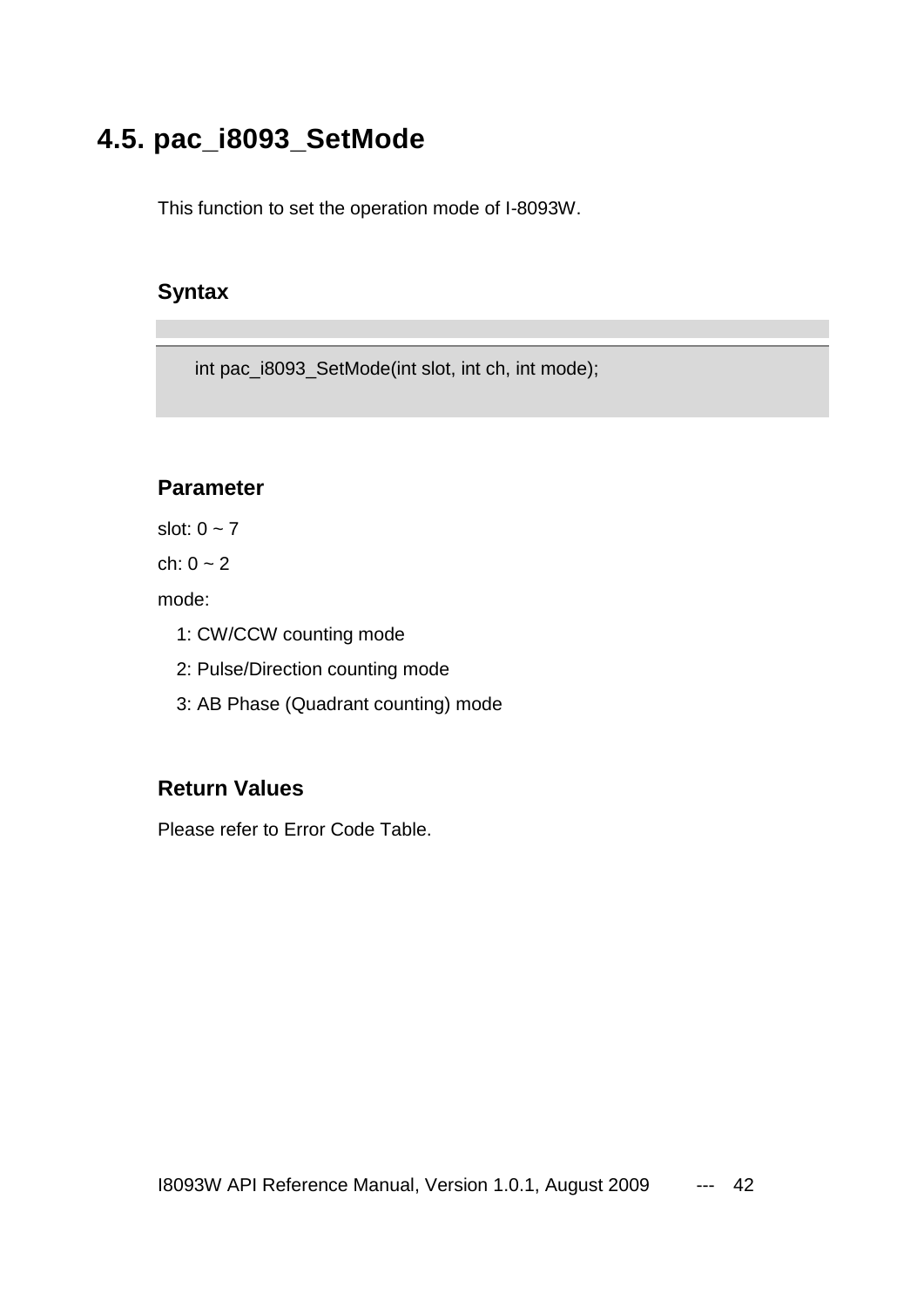## 4.5. pac_i8093_SetMode

This function to set the operation mode of I-8093W.

### Syntax

```
int pac_i8093_SetMode(int slot, int ch, int mode);
```

### Parameter

slot: 0 ~ 7

ch: 0 ~ 2

mode:

1: CW/CCW counting mode

2: Pulse/Direction counting mode

3: AB Phase (Quadrant counting) mode

### Return Values

Please refer to Error Code Table.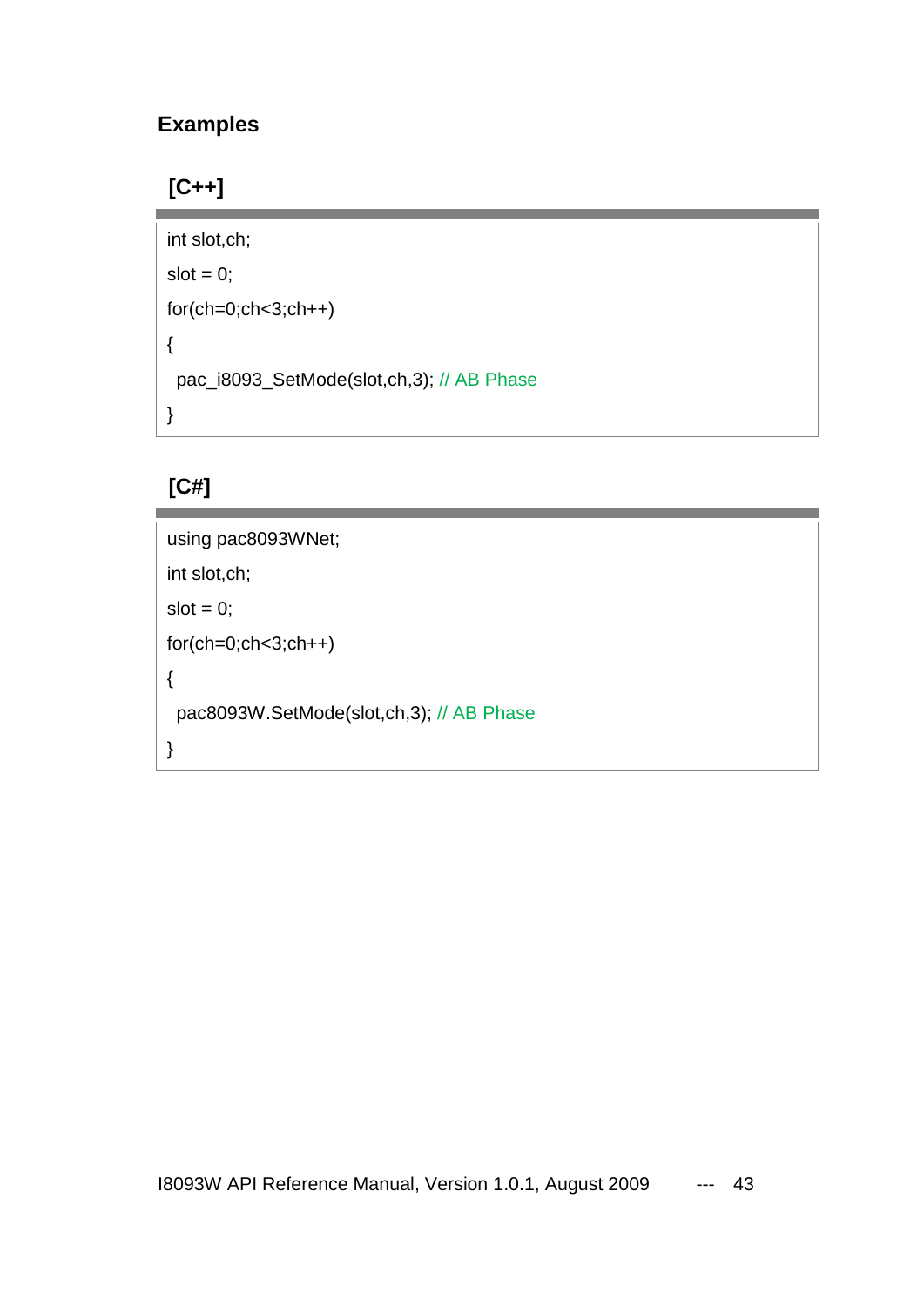### Examples

#### [C++]

```
int slot,ch;
slot = 0;
for(ch=0;ch<3;ch++)
{
 pac_i8093_SetMode(slot,ch,3); // AB Phase
}
```

#### [C#]

```
using pac8093WNet;
int slot,ch;
slot = 0;
for(ch=0;ch<3;ch++)
{
 pac8093W.SetMode(slot,ch,3); // AB Phase
}
```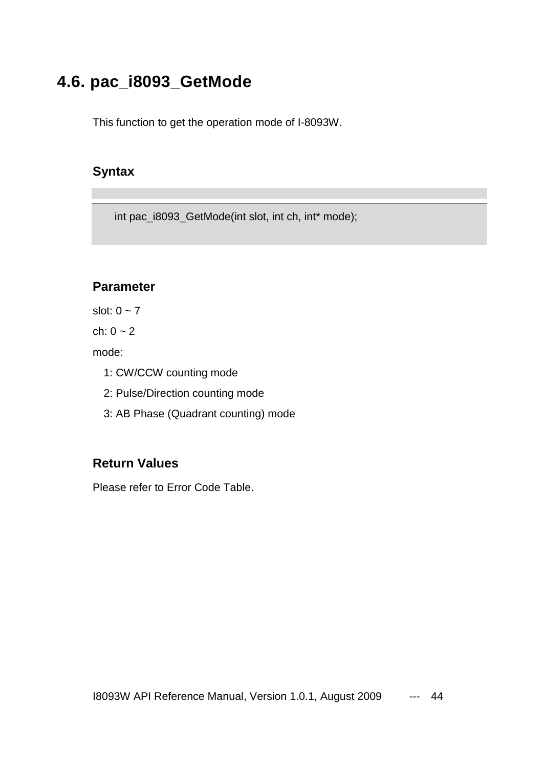## 4.6. pac_i8093_GetMode

This function to get the operation mode of I-8093W.

### Syntax

```
int pac_i8093_GetMode(int slot, int ch, int* mode);
```

### Parameter

slot: 0 ~ 7

ch: 0 ~ 2

mode:

1: CW/CCW counting mode

2: Pulse/Direction counting mode

3: AB Phase (Quadrant counting) mode

### Return Values

Please refer to Error Code Table.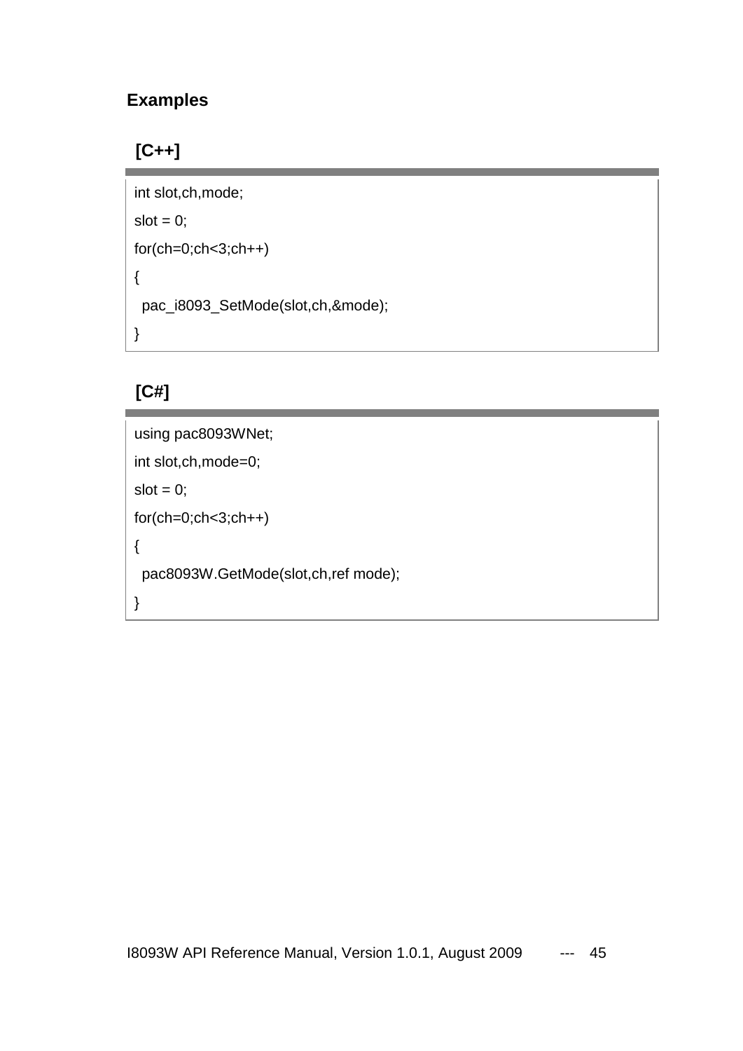### Examples

**[C++]**

```
int slot,ch,mode;
slot = 0;
for(ch=0;ch<3;ch++)
{
  pac_i8093_SetMode(slot,ch,&mode);
}
```

**[C#]**

```
using pac8093WNet;
int slot,ch,mode=0;
slot = 0;
for(ch=0;ch<3;ch++)
{
  pac8093W.GetMode(slot,ch,ref mode);
}
```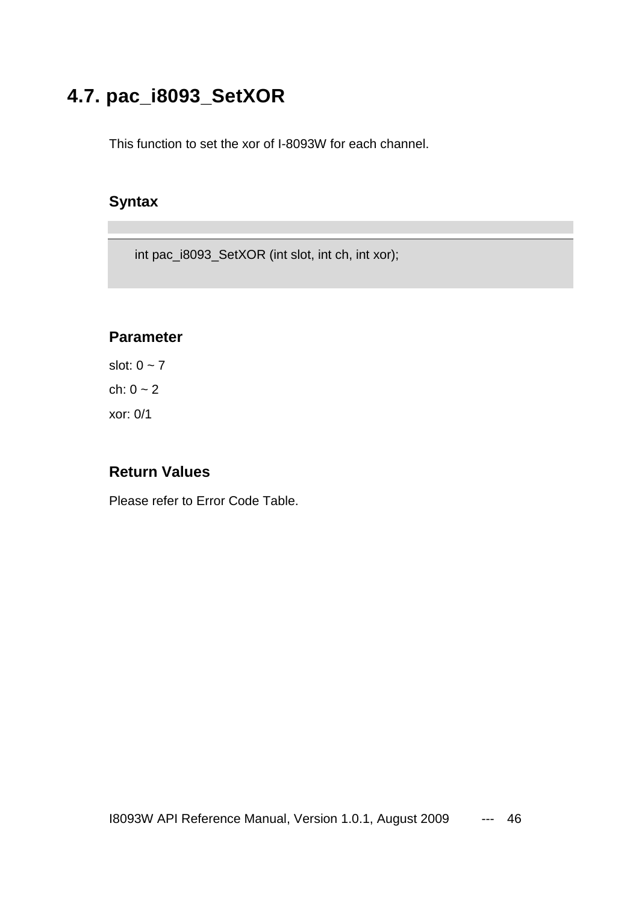## 4.7. pac_i8093_SetXOR

This function to set the xor of I-8093W for each channel.

### Syntax

```
int pac_i8093_SetXOR (int slot, int ch, int xor);
```

### Parameter

slot: 0 ~ 7

ch: 0 ~ 2

xor: 0/1

### Return Values

Please refer to Error Code Table.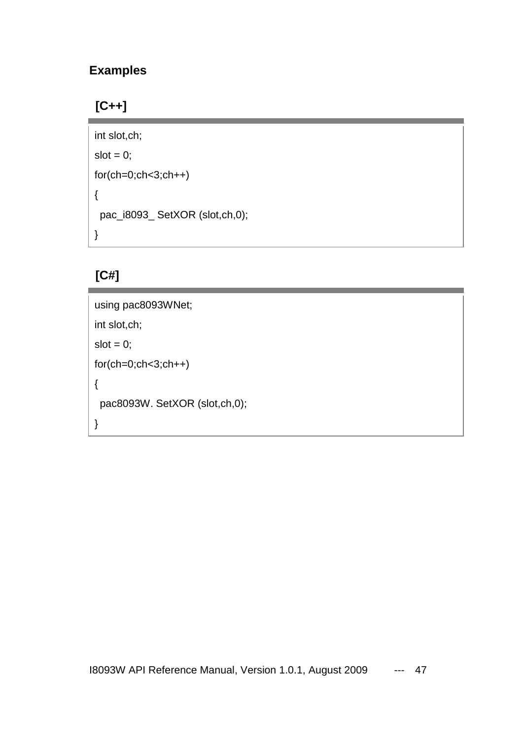### Examples

**[C++]**

```
int slot,ch;
slot = 0;
for(ch=0;ch<3;ch++)
{
  pac_i8093_ SetXOR (slot,ch,0);
}
```

**[C#]**

```
using pac8093WNet;
int slot,ch;
slot = 0;
for(ch=0;ch<3;ch++)
{
  pac8093W. SetXOR (slot,ch,0);
}
```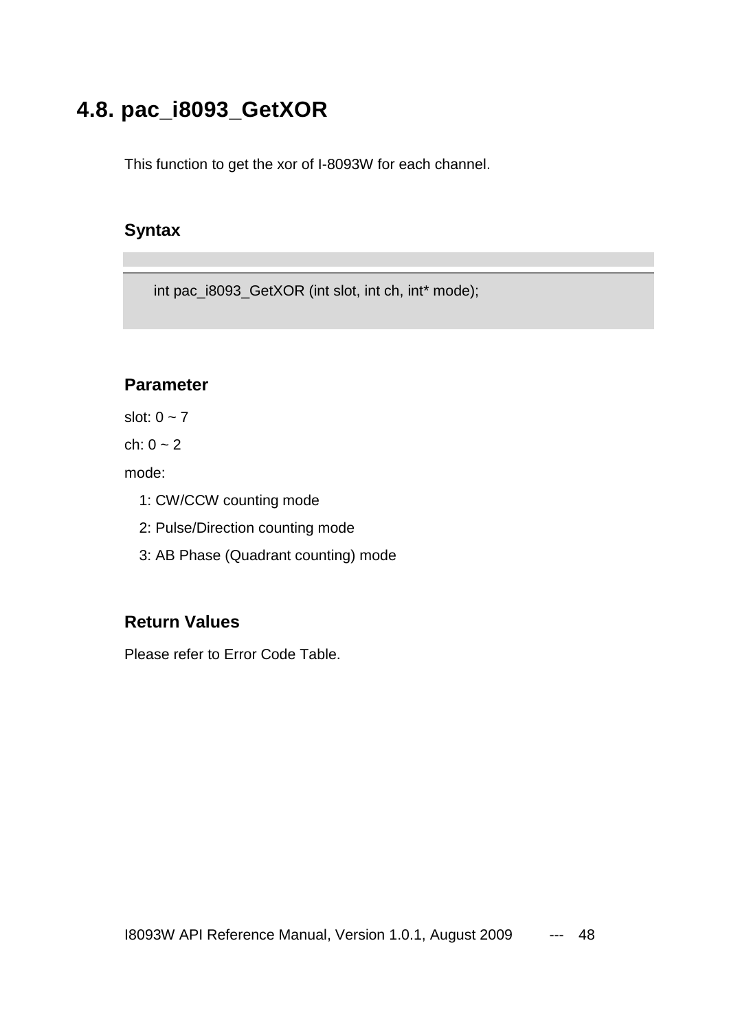## 4.8. pac_i8093_GetXOR

This function to get the xor of I-8093W for each channel.

### Syntax

```
int pac_i8093_GetXOR (int slot, int ch, int* mode);
```

### Parameter

slot: 0 ~ 7

ch: 0 ~ 2

mode:

1: CW/CCW counting mode

2: Pulse/Direction counting mode

3: AB Phase (Quadrant counting) mode

### Return Values

Please refer to Error Code Table.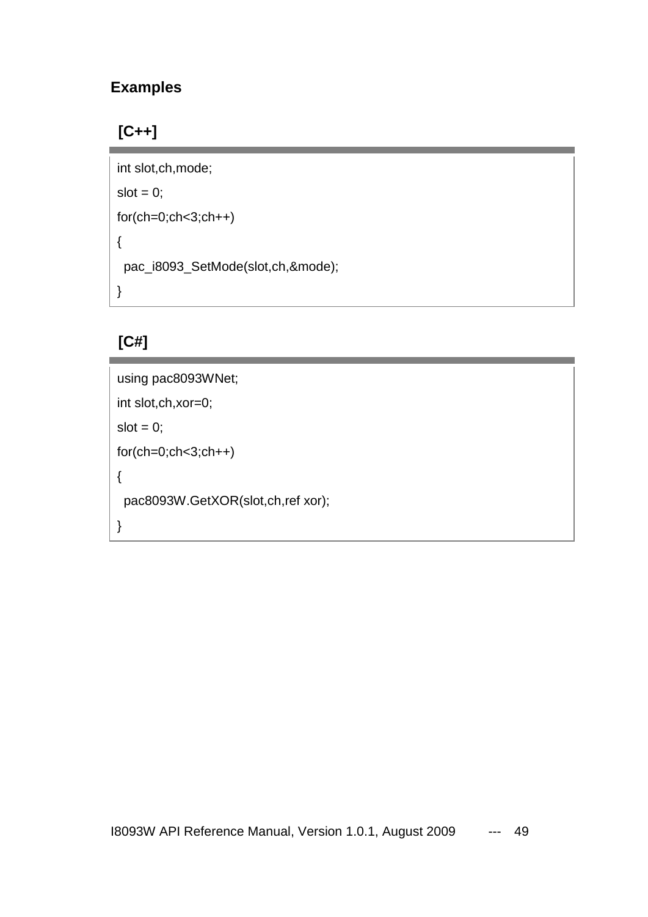### Examples

**[C++]**

```
int slot,ch,mode;
slot = 0;
for(ch=0;ch<3;ch++)
{
  pac_i8093_SetMode(slot,ch,&mode);
}
```

**[C#]**

```
using pac8093WNet;
int slot,ch,xor=0;
slot = 0;
for(ch=0;ch<3;ch++)
{
  pac8093W.GetXOR(slot,ch,ref xor);
}
```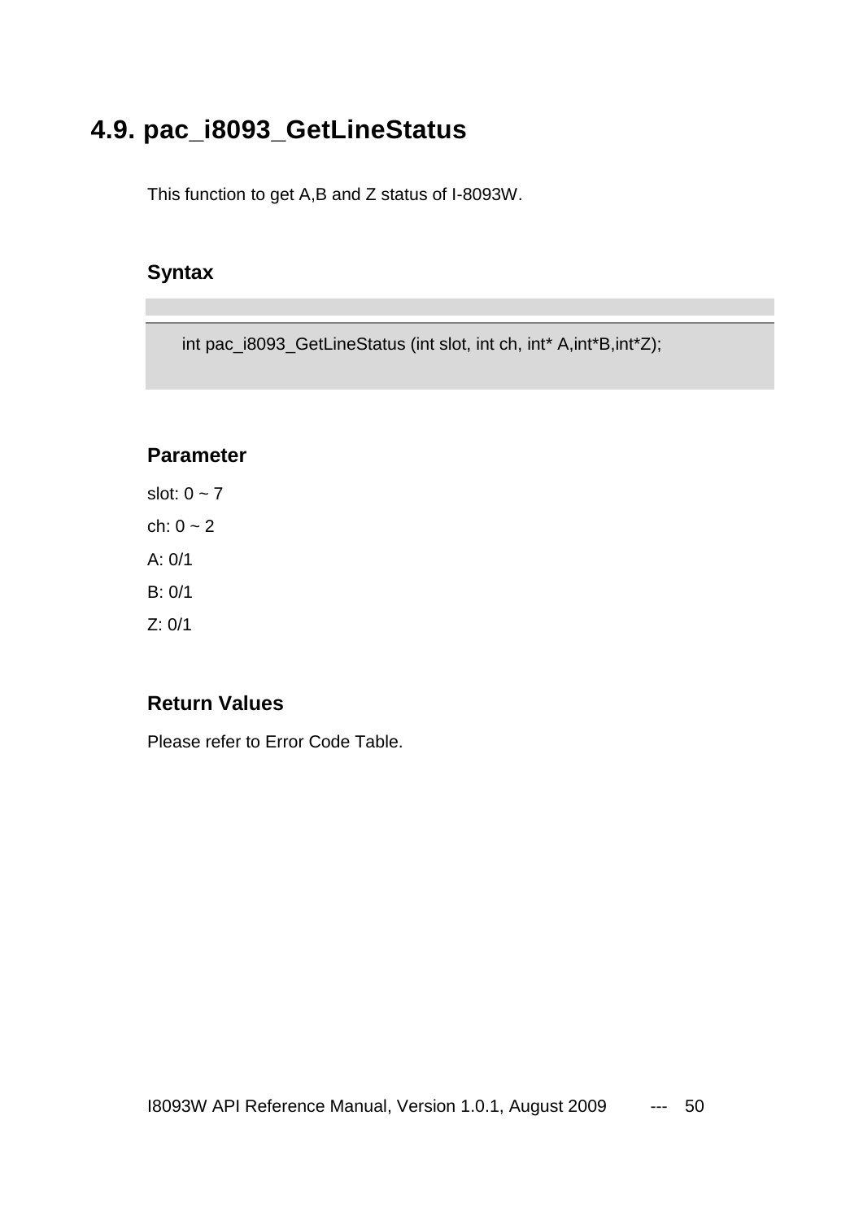## 4.9. pac_i8093_GetLineStatus

This function to get A,B and Z status of I-8093W.

### Syntax

```
int pac_i8093_GetLineStatus (int slot, int ch, int* A,int*B,int*Z);
```

### Parameter

slot: 0 ~ 7

ch: 0 ~ 2

A: 0/1

B: 0/1

Z: 0/1

### Return Values

Please refer to Error Code Table.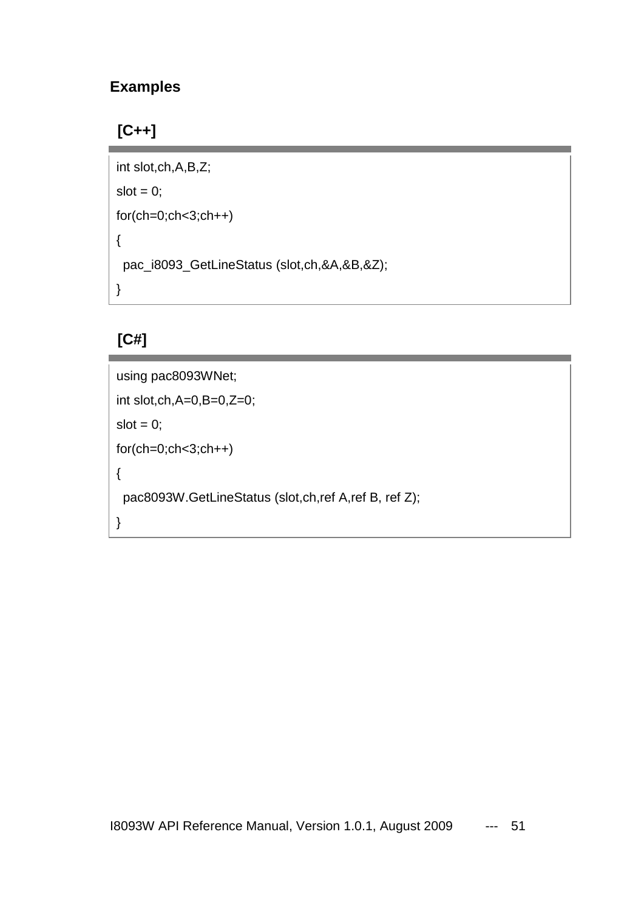### Examples

**[C++]**

```
int slot,ch,A,B,Z;
slot = 0;
for(ch=0;ch<3;ch++)
{
  pac_i8093_GetLineStatus (slot,ch,&A,&B,&Z);
}
```

**[C#]**

```
using pac8093WNet;
int slot,ch,A=0,B=0,Z=0;
slot = 0;
for(ch=0;ch<3;ch++)
{
  pac8093W.GetLineStatus (slot,ch,ref A,ref B, ref Z);
}
```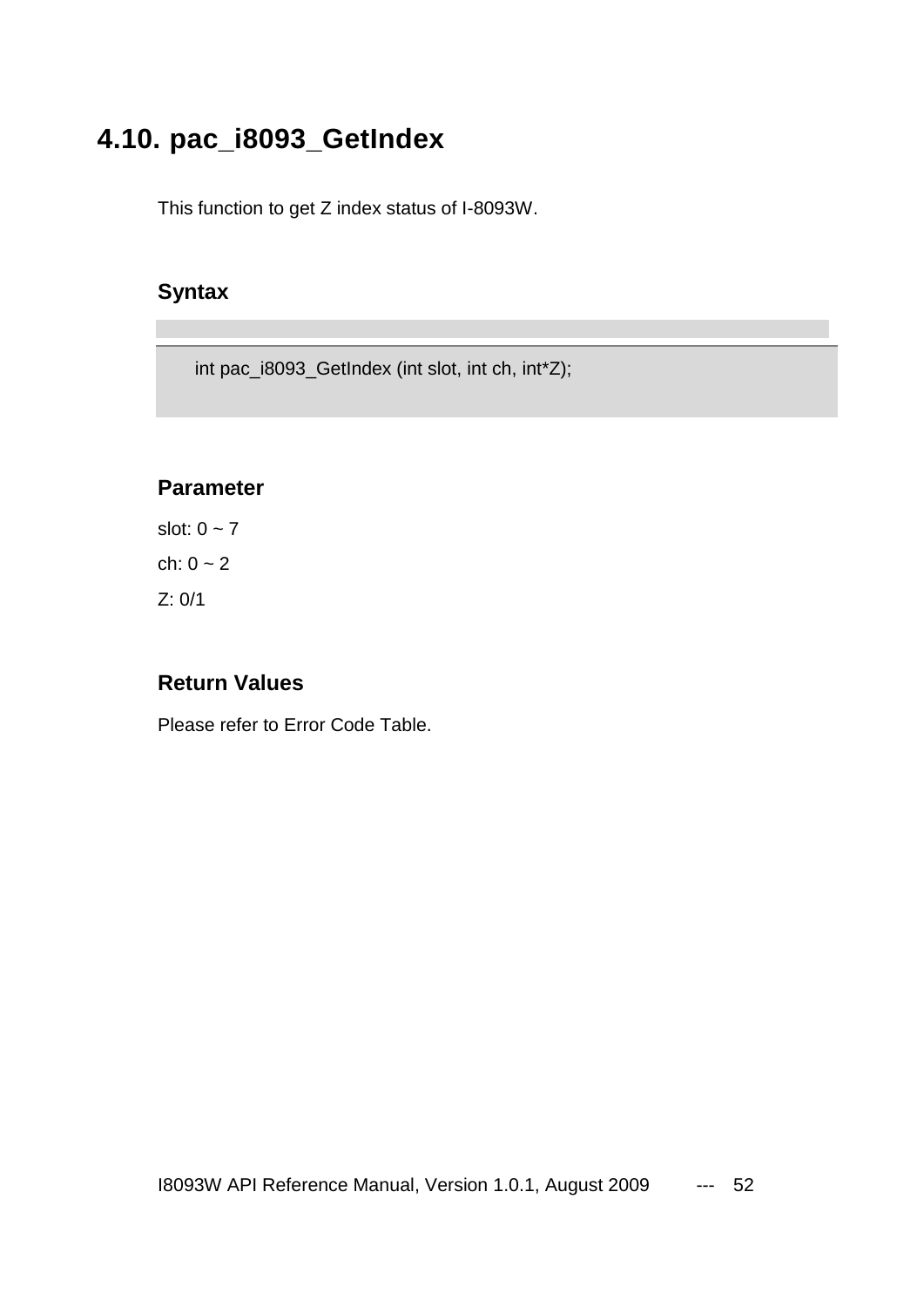## 4.10. pac_i8093_GetIndex

This function to get Z index status of I-8093W.

### Syntax

```
int pac_i8093_GetIndex (int slot, int ch, int*Z);
```

### Parameter

slot: 0 ~ 7

ch: 0 ~ 2

Z: 0/1

### Return Values

Please refer to Error Code Table.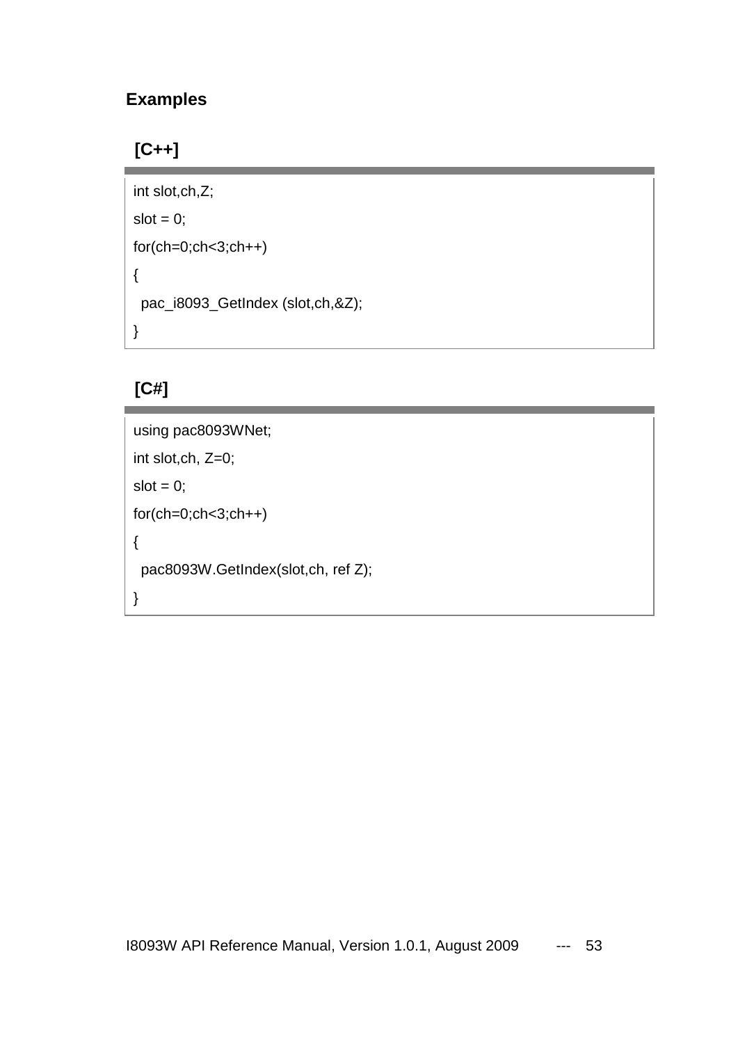## Examples

### [C++]

```
int slot,ch,Z;
slot = 0;
for(ch=0;ch<3;ch++)
{
  pac_i8093_GetIndex (slot,ch,&Z);
}
```

### [C#]

```
using pac8093WNet;
int slot,ch, Z=0;
slot = 0;
for(ch=0;ch<3;ch++)
{
  pac8093W.GetIndex(slot,ch, ref Z);
}
```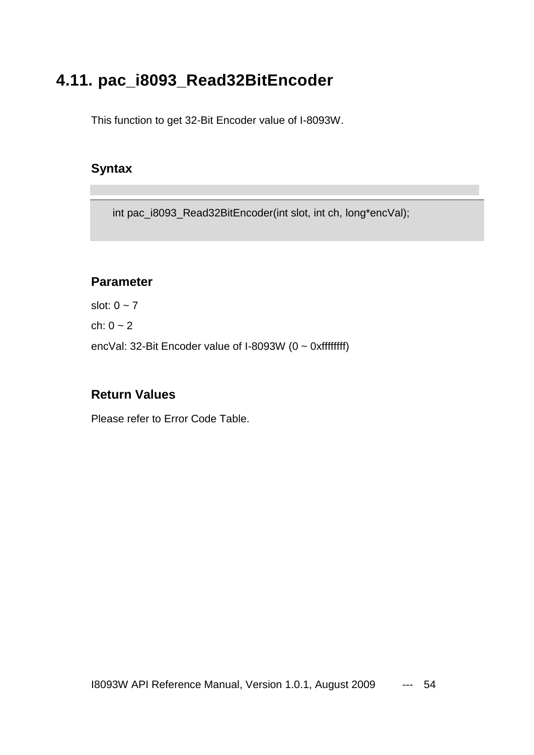## 4.11. pac_i8093_Read32BitEncoder

This function to get 32-Bit Encoder value of I-8093W.

### Syntax

```
int pac_i8093_Read32BitEncoder(int slot, int ch, long*encVal);
```

### Parameter

slot: 0 ~ 7

ch: 0 ~ 2

encVal: 32-Bit Encoder value of I-8093W (0 ~ 0xffffffff)

### Return Values

Please refer to Error Code Table.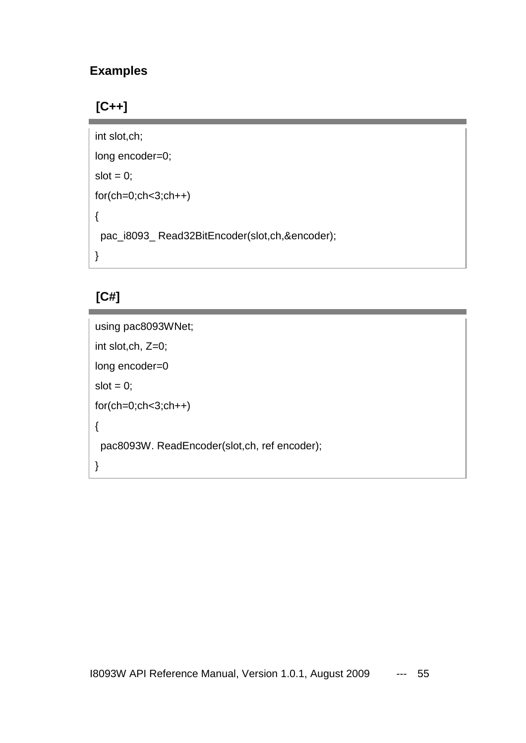## Examples

### [C++]

```
int slot,ch;
long encoder=0;
slot = 0;
for(ch=0;ch<3;ch++)
{
  pac_i8093_ Read32BitEncoder(slot,ch,&encoder);
}
```

### [C#]

```
using pac8093WNet;
int slot,ch, Z=0;
long encoder=0
slot = 0;
for(ch=0;ch<3;ch++)
{
  pac8093W. ReadEncoder(slot,ch, ref encoder);
}
```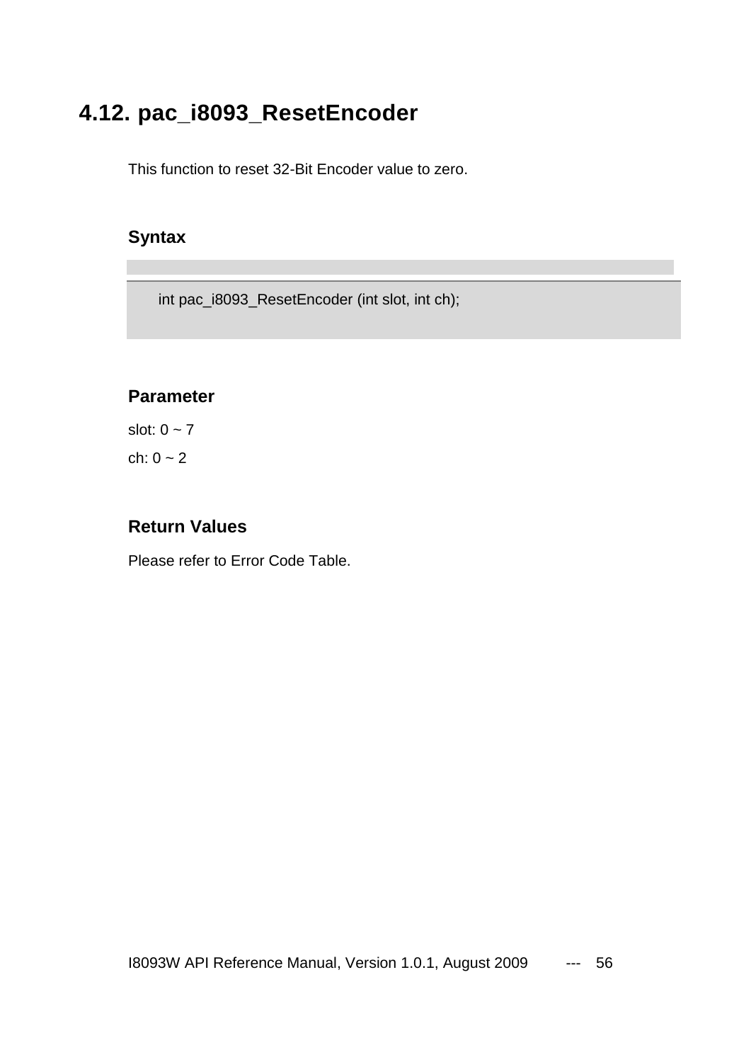## 4.12. pac_i8093_ResetEncoder

This function to reset 32-Bit Encoder value to zero.

### Syntax

```
int pac_i8093_ResetEncoder (int slot, int ch);
```

### Parameter

slot: 0 ~ 7

ch: 0 ~ 2

### Return Values

Please refer to Error Code Table.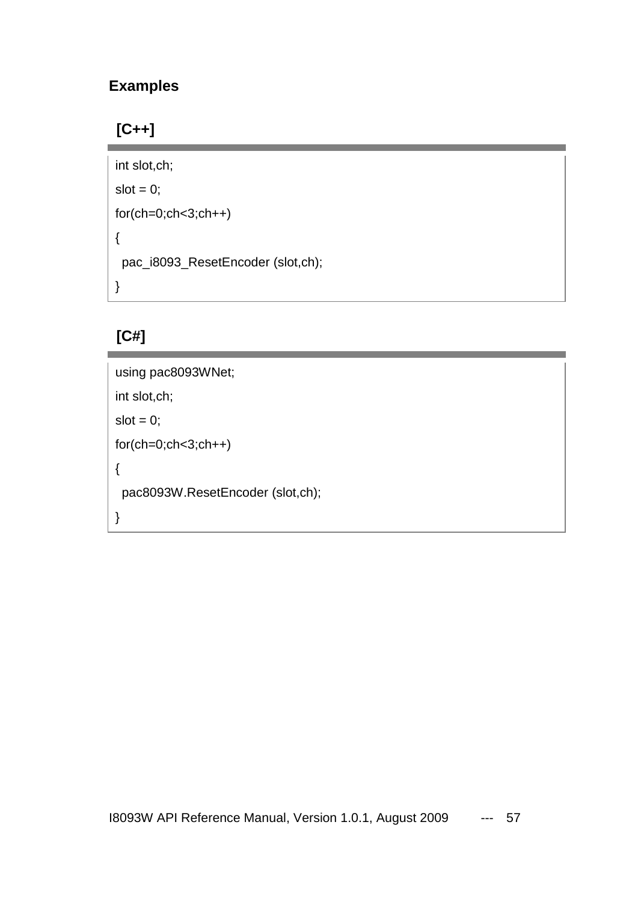### Examples

#### [C++]

```
int slot,ch;
slot = 0;
for(ch=0;ch<3;ch++)
{
  pac_i8093_ResetEncoder (slot,ch);
}
```

#### [C#]

```
using pac8093WNet;
int slot,ch;
slot = 0;
for(ch=0;ch<3;ch++)
{
  pac8093W.ResetEncoder (slot,ch);
}
```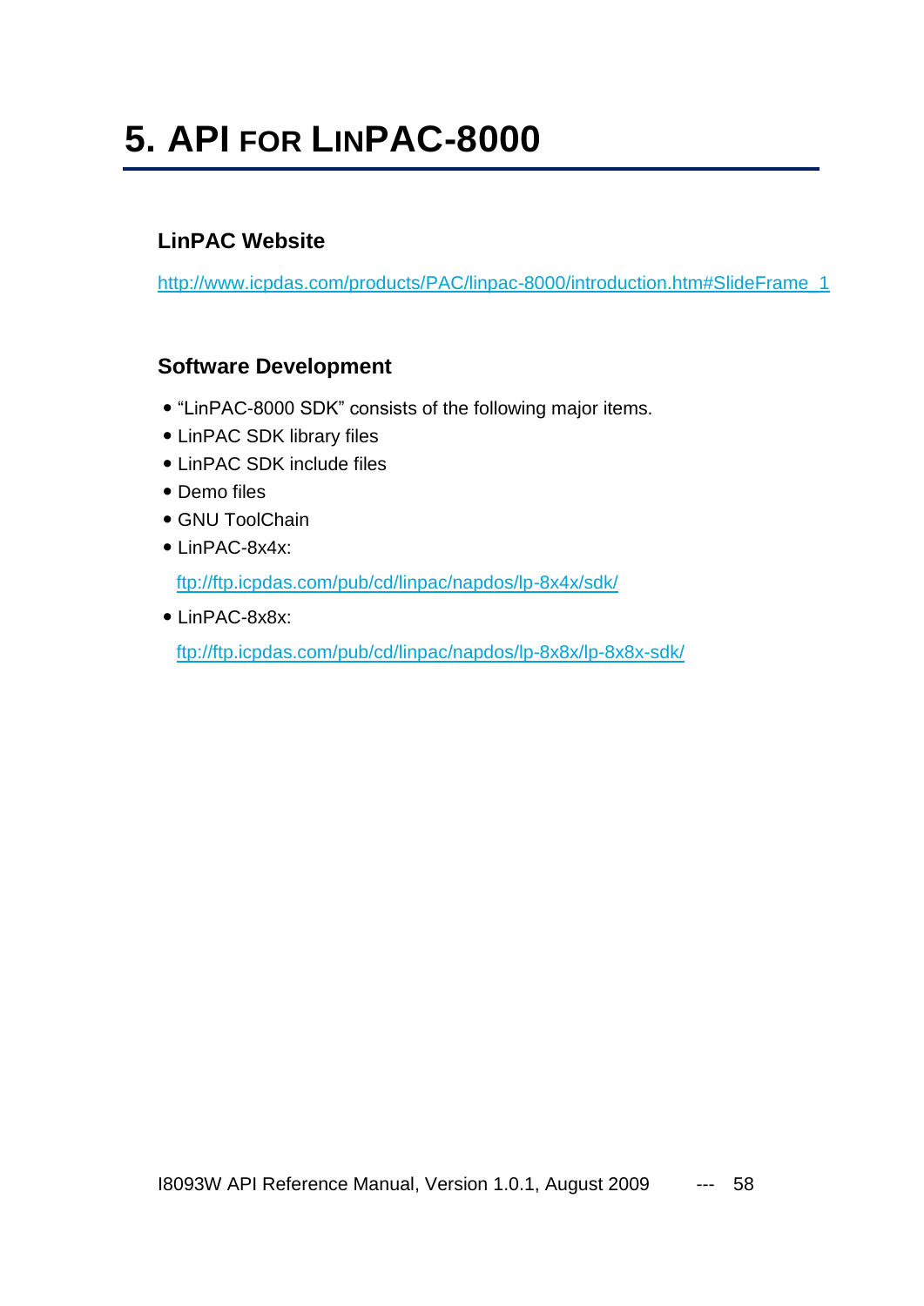# 5. API FOR LINPAC-8000

### LinPAC Website

http://www.icpdas.com/products/PAC/linpac-8000/introduction.htm#SlideFrame_1

### Software Development

- "LinPAC-8000 SDK" consists of the following major items.
- LinPAC SDK library files
- LinPAC SDK include files
- Demo files
- GNU ToolChain
- LinPAC-8x4x:

  ftp://ftp.icpdas.com/pub/cd/linpac/napdos/lp-8x4x/sdk/

- LinPAC-8x8x:

  ftp://ftp.icpdas.com/pub/cd/linpac/napdos/lp-8x8x/lp-8x8x-sdk/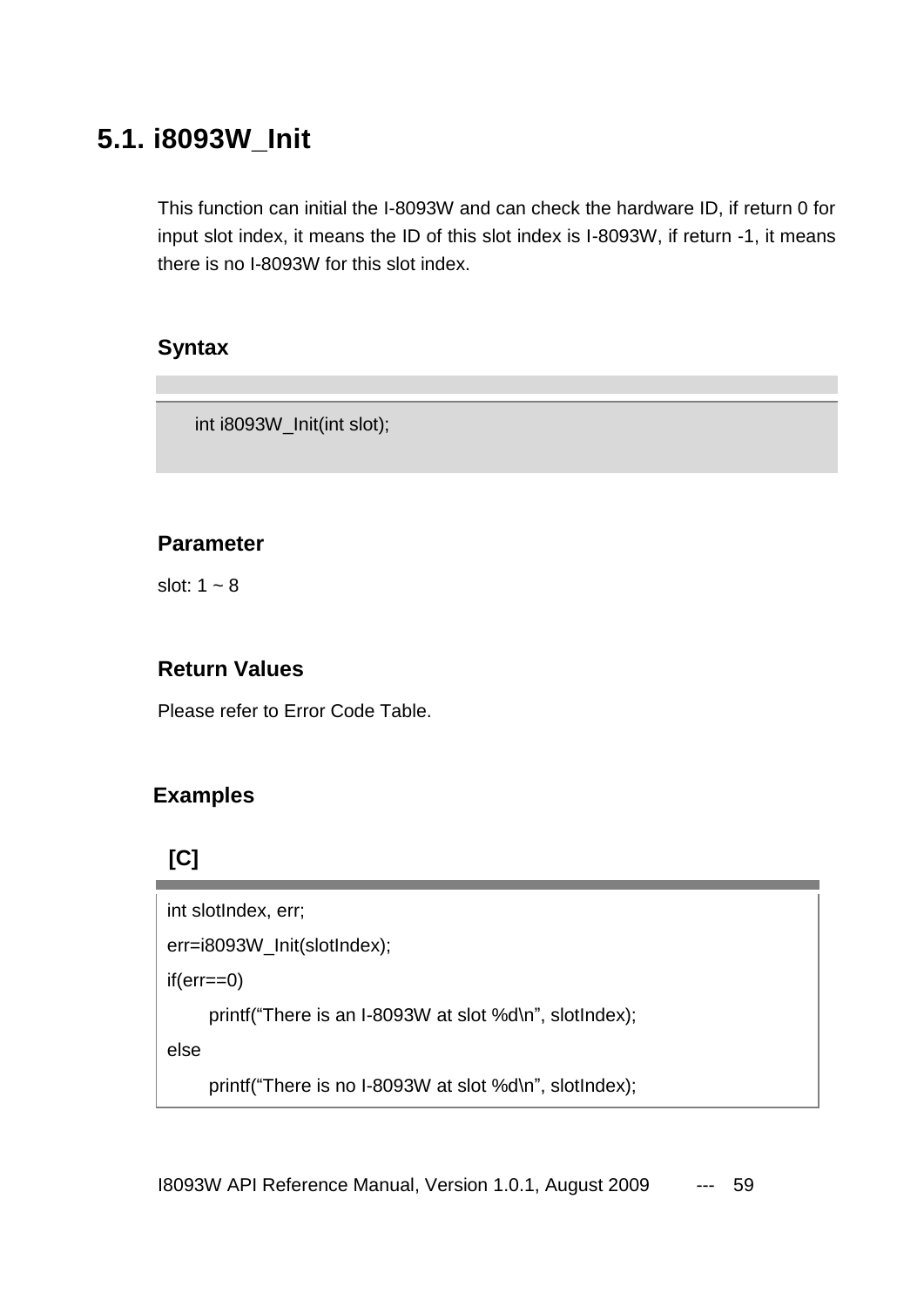## 5.1. i8093W_Init

This function can initial the I-8093W and can check the hardware ID, if return 0 for input slot index, it means the ID of this slot index is I-8093W, if return -1, it means there is no I-8093W for this slot index.

### Syntax

```
int i8093W_Init(int slot);
```

### Parameter

slot: 1 ~ 8

### Return Values

Please refer to Error Code Table.

### Examples

**[C]**

```
int slotIndex, err;
err=i8093W_Init(slotIndex);
if(err==0)
        printf("There is an I-8093W at slot %d\n", slotIndex);
else
        printf("There is no I-8093W at slot %d\n", slotIndex);
```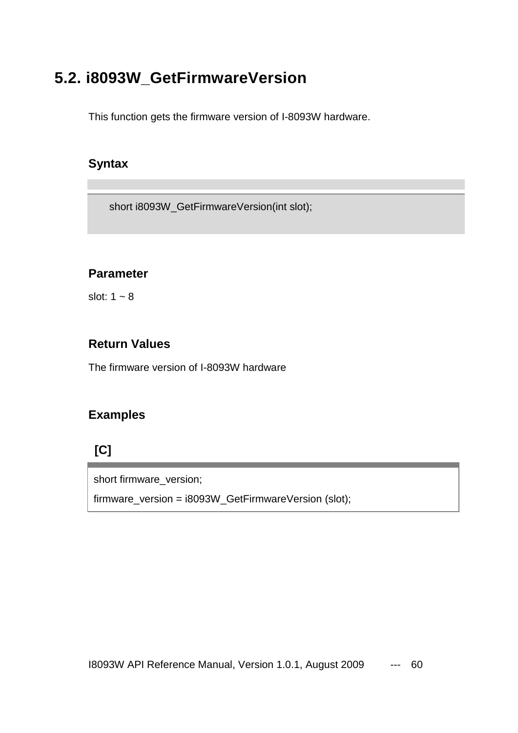## 5.2. i8093W_GetFirmwareVersion

This function gets the firmware version of I-8093W hardware.

### Syntax

```
short i8093W_GetFirmwareVersion(int slot);
```

### Parameter

slot: 1 ~ 8

### Return Values

The firmware version of I-8093W hardware

### Examples

**[C]**

```
short firmware_version;
firmware_version = i8093W_GetFirmwareVersion (slot);
```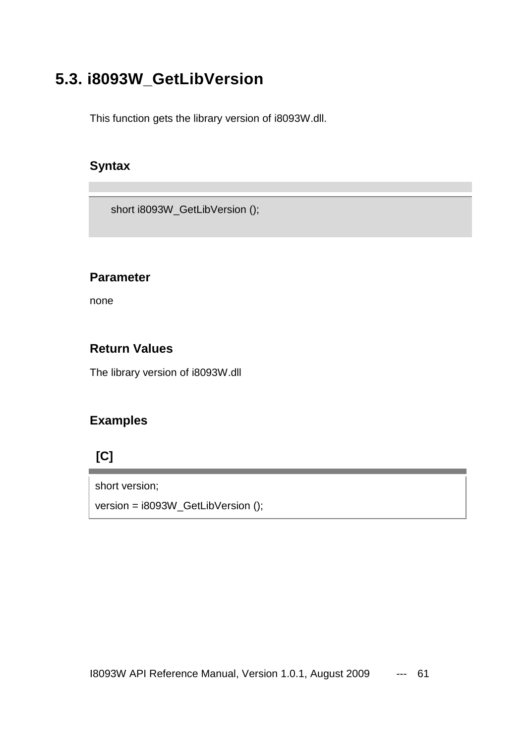## 5.3. i8093W_GetLibVersion

This function gets the library version of i8093W.dll.

### Syntax

```
short i8093W_GetLibVersion ();
```

### Parameter

none

### Return Values

The library version of i8093W.dll

### Examples

**[C]**

```
short version;
version = i8093W_GetLibVersion ();
```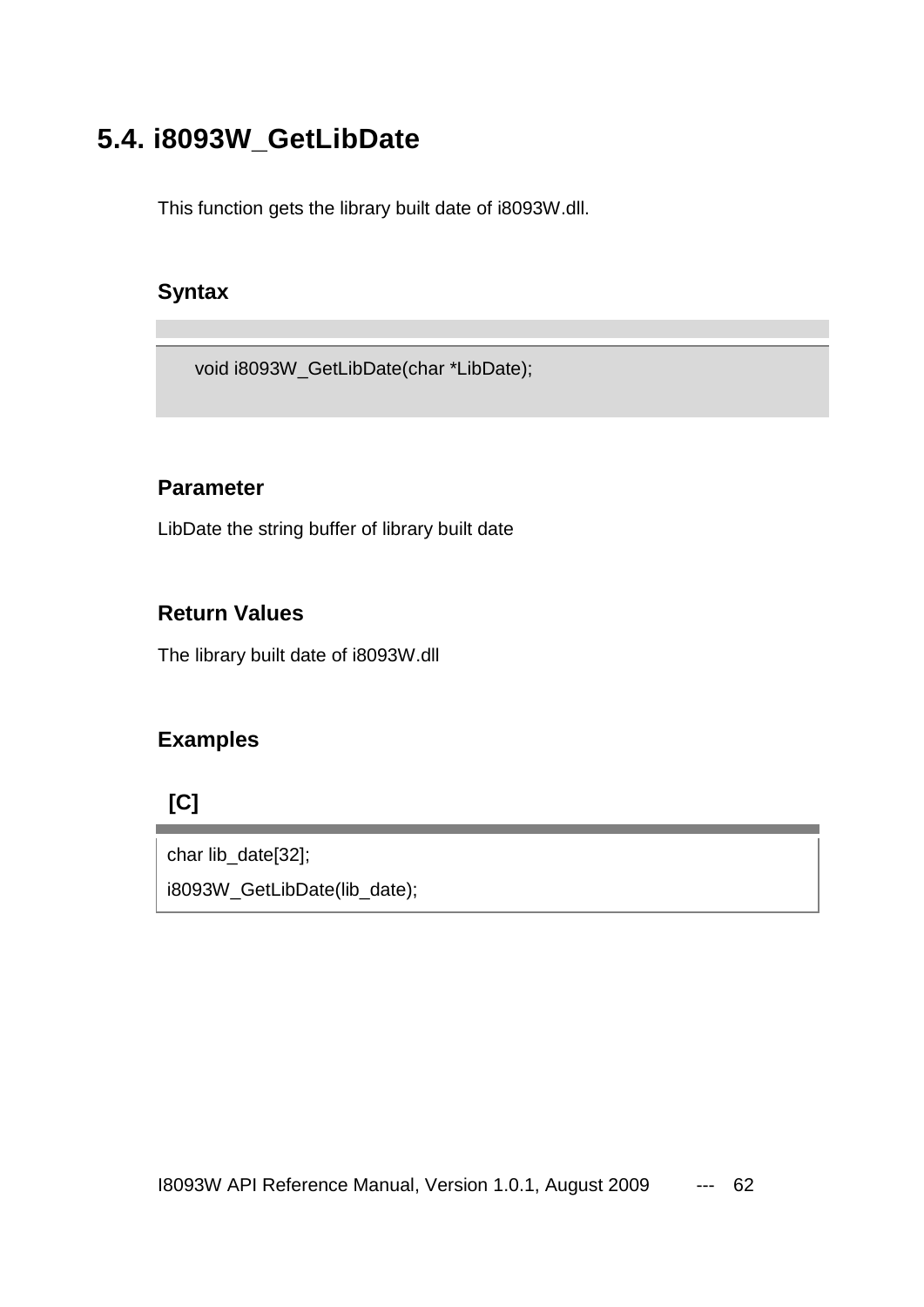## 5.4. i8093W_GetLibDate

This function gets the library built date of i8093W.dll.

### Syntax

```
void i8093W_GetLibDate(char *LibDate);
```

### Parameter

LibDate the string buffer of library built date

### Return Values

The library built date of i8093W.dll

### Examples

**[C]**

```
char lib_date[32];
i8093W_GetLibDate(lib_date);
```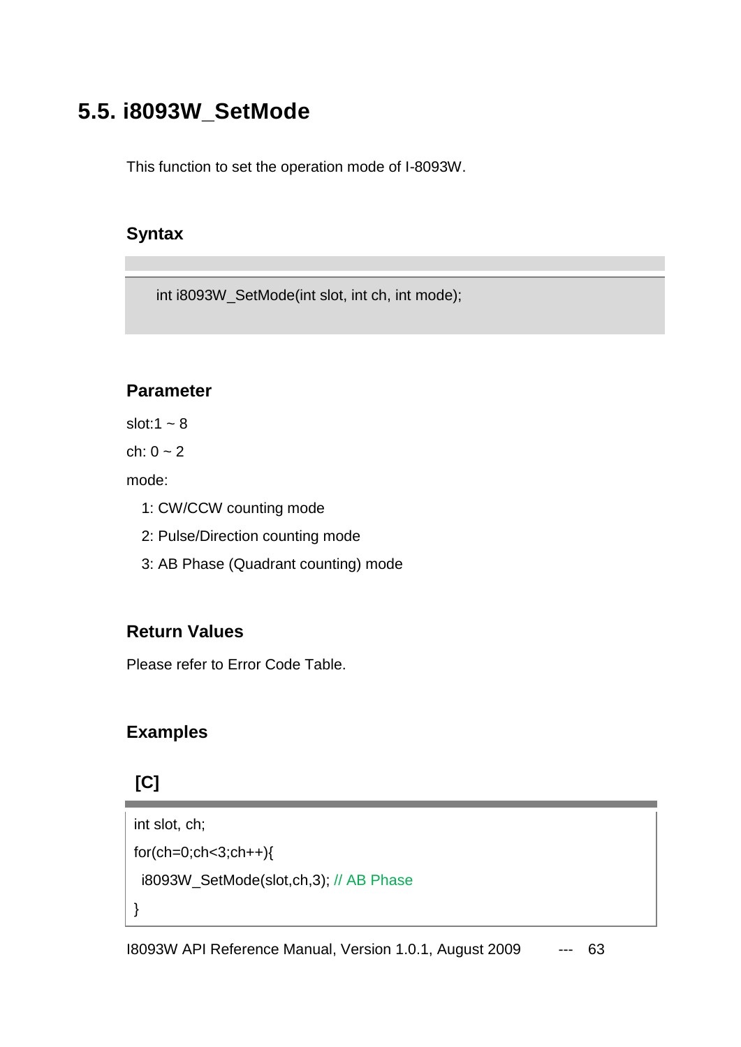## 5.5. i8093W_SetMode

This function to set the operation mode of I-8093W.

### Syntax

```
int i8093W_SetMode(int slot, int ch, int mode);
```

### Parameter

slot:1 ~ 8

ch: 0 ~ 2

mode:

1: CW/CCW counting mode

2: Pulse/Direction counting mode

3: AB Phase (Quadrant counting) mode

### Return Values

Please refer to Error Code Table.

### Examples

**[C]**

```
int slot, ch;
for(ch=0;ch<3;ch++){
  i8093W_SetMode(slot,ch,3); // AB Phase
}
```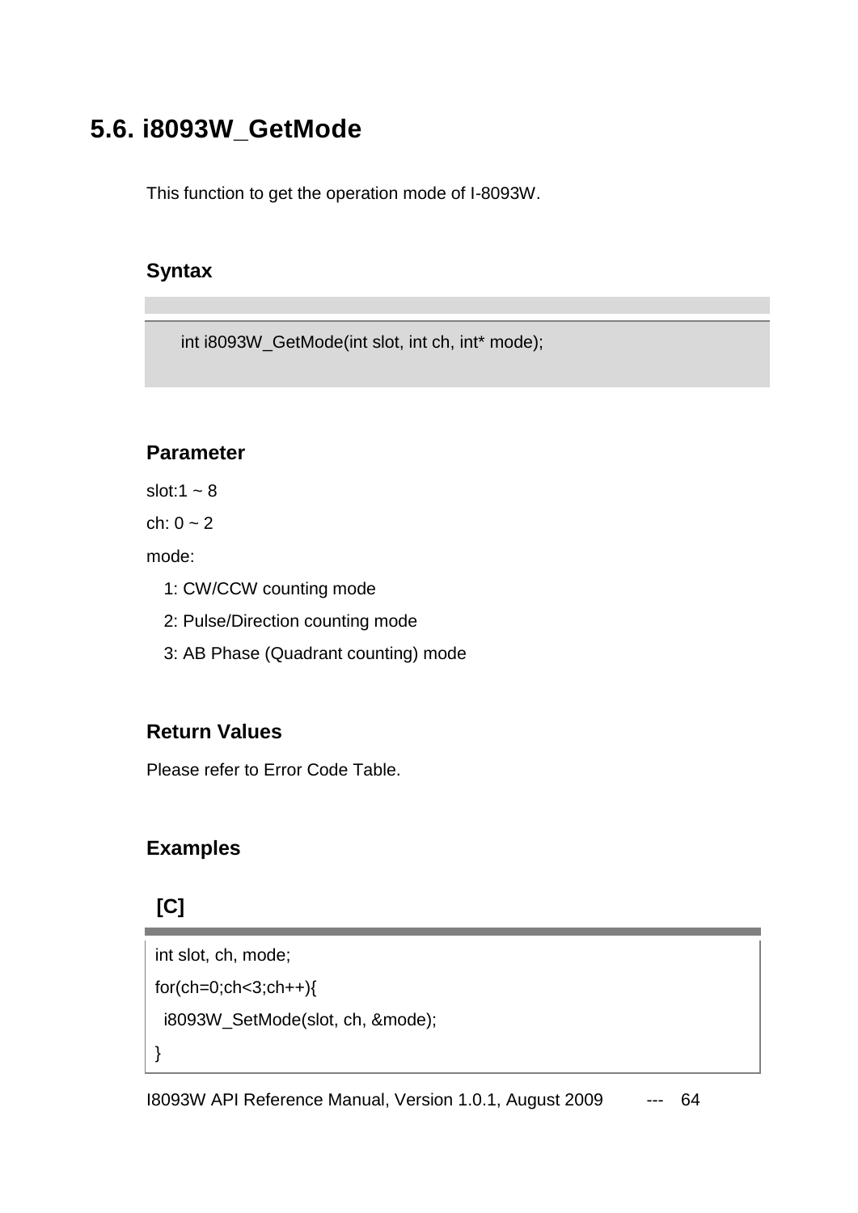## 5.6. i8093W_GetMode

This function to get the operation mode of I-8093W.

### Syntax

```
int i8093W_GetMode(int slot, int ch, int* mode);
```

### Parameter

slot:1 ~ 8

ch: 0 ~ 2

mode:

1: CW/CCW counting mode

2: Pulse/Direction counting mode

3: AB Phase (Quadrant counting) mode

### Return Values

Please refer to Error Code Table.

### Examples

**[C]**

```
int slot, ch, mode;
for(ch=0;ch<3;ch++){
  i8093W_SetMode(slot, ch, &mode);
}
```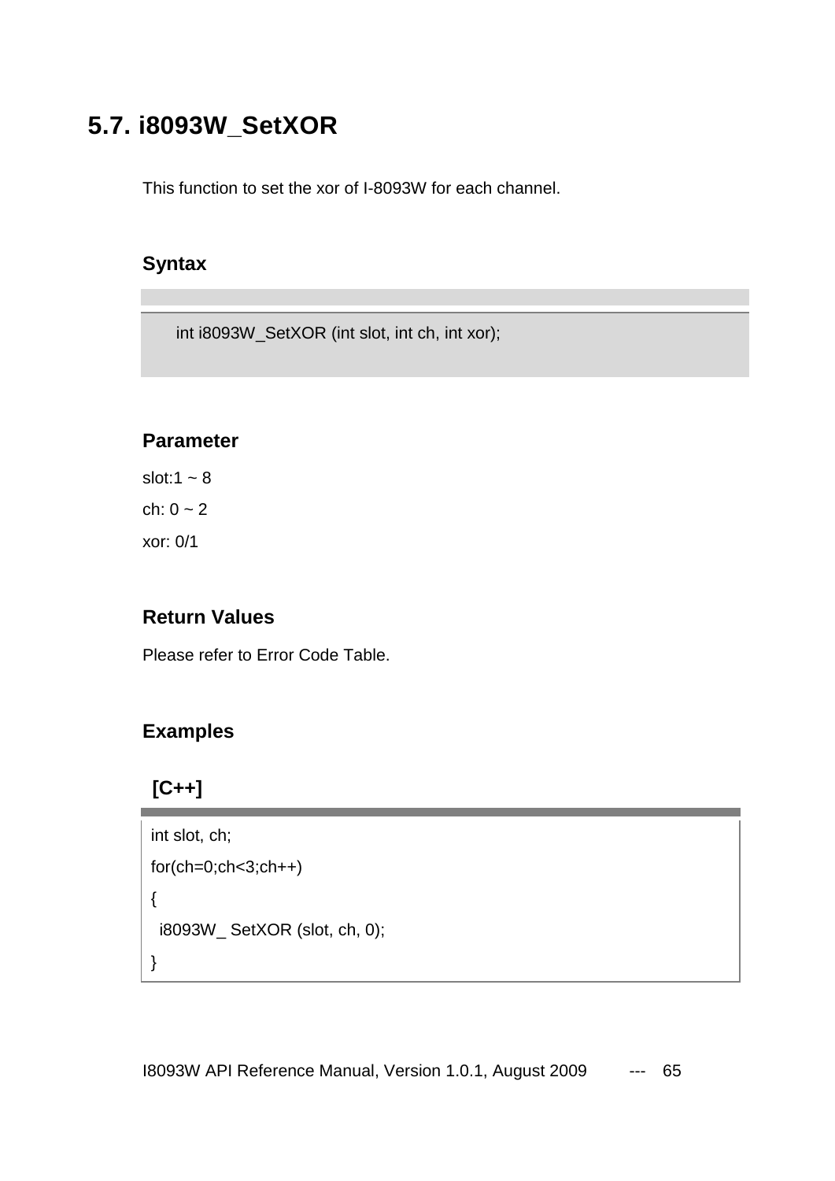## 5.7. i8093W_SetXOR

This function to set the xor of I-8093W for each channel.

### Syntax

```
int i8093W_SetXOR (int slot, int ch, int xor);
```

### Parameter

slot:1 ~ 8

ch: 0 ~ 2

xor: 0/1

### Return Values

Please refer to Error Code Table.

### Examples

**[C++]**

```
int slot, ch;
for(ch=0;ch<3;ch++)
{
  i8093W_ SetXOR (slot, ch, 0);
}
```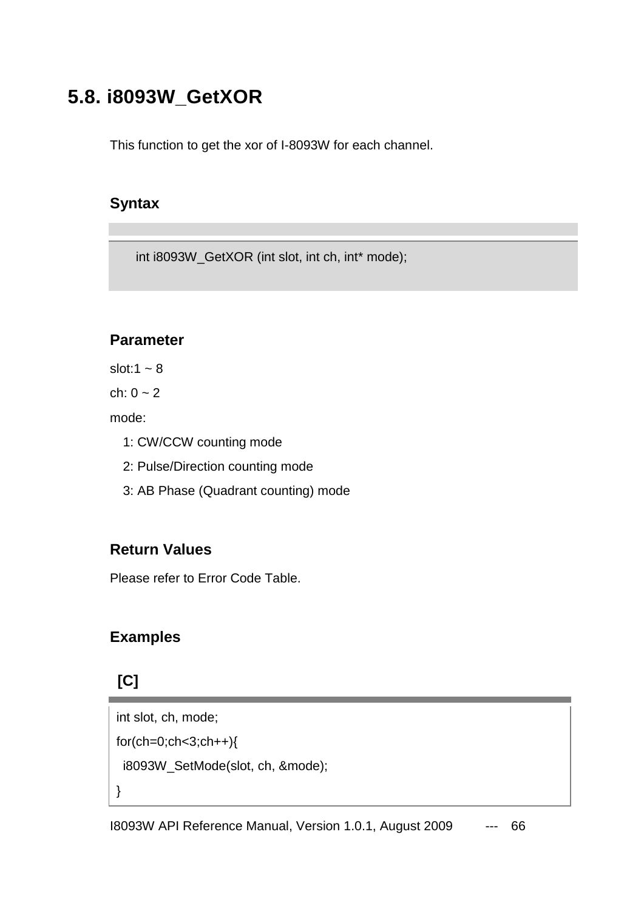## 5.8. i8093W_GetXOR

This function to get the xor of I-8093W for each channel.

### Syntax

```
int i8093W_GetXOR (int slot, int ch, int* mode);
```

### Parameter

slot:1 ~ 8

ch: 0 ~ 2

mode:

1: CW/CCW counting mode

2: Pulse/Direction counting mode

3: AB Phase (Quadrant counting) mode

### Return Values

Please refer to Error Code Table.

### Examples

**[C]**

```
int slot, ch, mode;
for(ch=0;ch<3;ch++){
  i8093W_SetMode(slot, ch, &mode);
}
```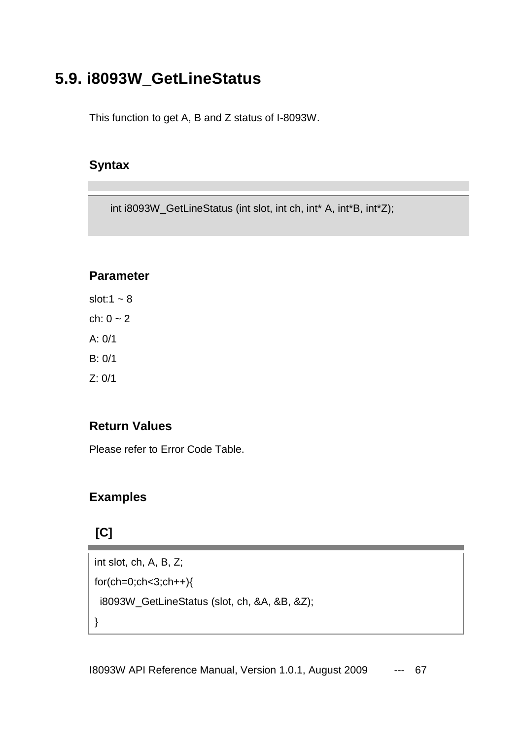## 5.9. i8093W_GetLineStatus

This function to get A, B and Z status of I-8093W.

### Syntax

```
int i8093W_GetLineStatus (int slot, int ch, int* A, int*B, int*Z);
```

### Parameter

slot:1 ~ 8

ch: 0 ~ 2

A: 0/1

B: 0/1

Z: 0/1

### Return Values

Please refer to Error Code Table.

### Examples

**[C]**

```
int slot, ch, A, B, Z;
for(ch=0;ch<3;ch++){
  i8093W_GetLineStatus (slot, ch, &A, &B, &Z);
}
```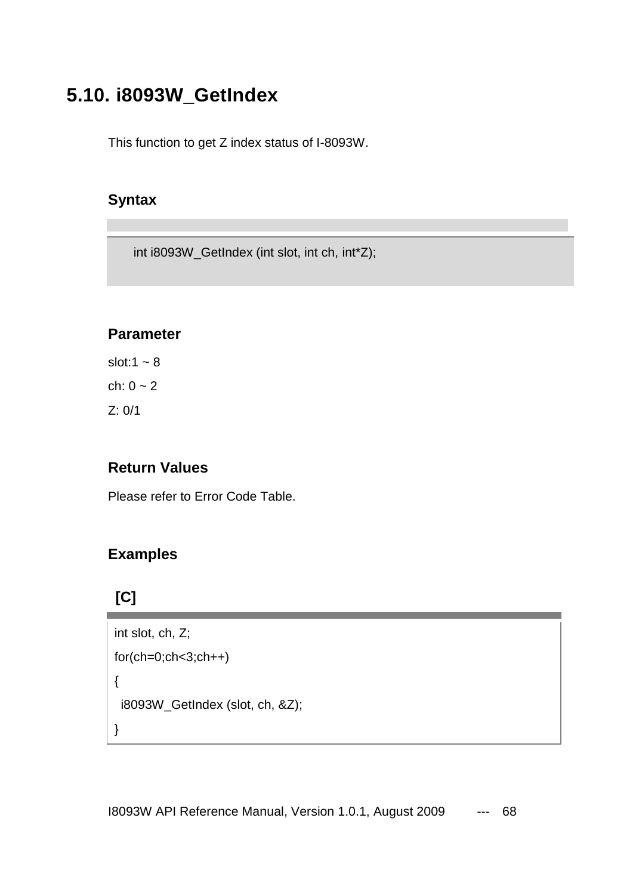## 5.10. i8093W_GetIndex

This function to get Z index status of I-8093W.

### Syntax

```
int i8093W_GetIndex (int slot, int ch, int*Z);
```

### Parameter

slot:1 ~ 8

ch: 0 ~ 2

Z: 0/1

### Return Values

Please refer to Error Code Table.

### Examples

**[C]**

```
int slot, ch, Z;
for(ch=0;ch<3;ch++)
{
  i8093W_GetIndex (slot, ch, &Z);
}
```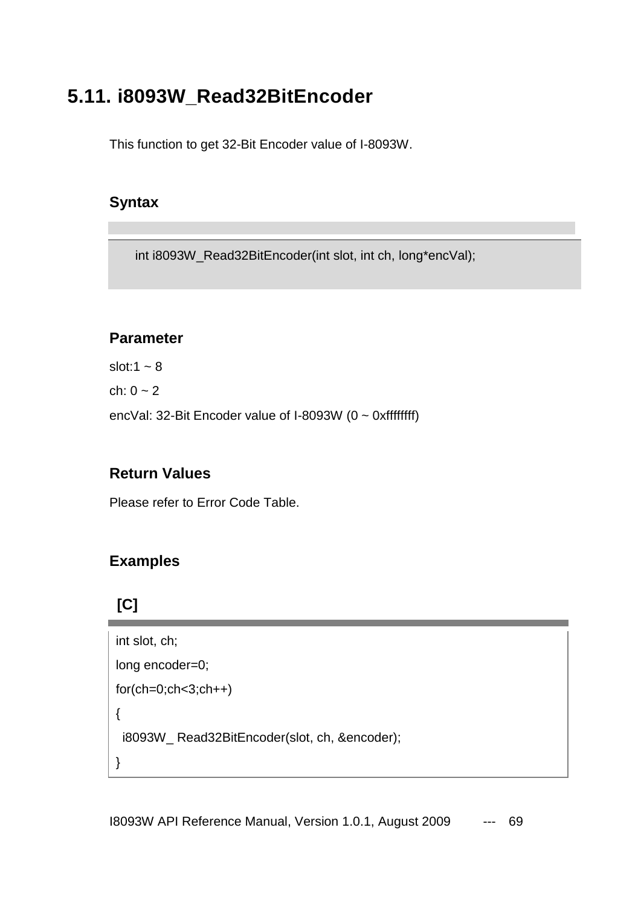## 5.11. i8093W_Read32BitEncoder

This function to get 32-Bit Encoder value of I-8093W.

### Syntax

```
int i8093W_Read32BitEncoder(int slot, int ch, long*encVal);
```

### Parameter

slot:1 ~ 8

ch: 0 ~ 2

encVal: 32-Bit Encoder value of I-8093W (0 ~ 0xffffffff)

### Return Values

Please refer to Error Code Table.

### Examples

**[C]**

```
int slot, ch;
long encoder=0;
for(ch=0;ch<3;ch++)
{
  i8093W_ Read32BitEncoder(slot, ch, &encoder);
}
```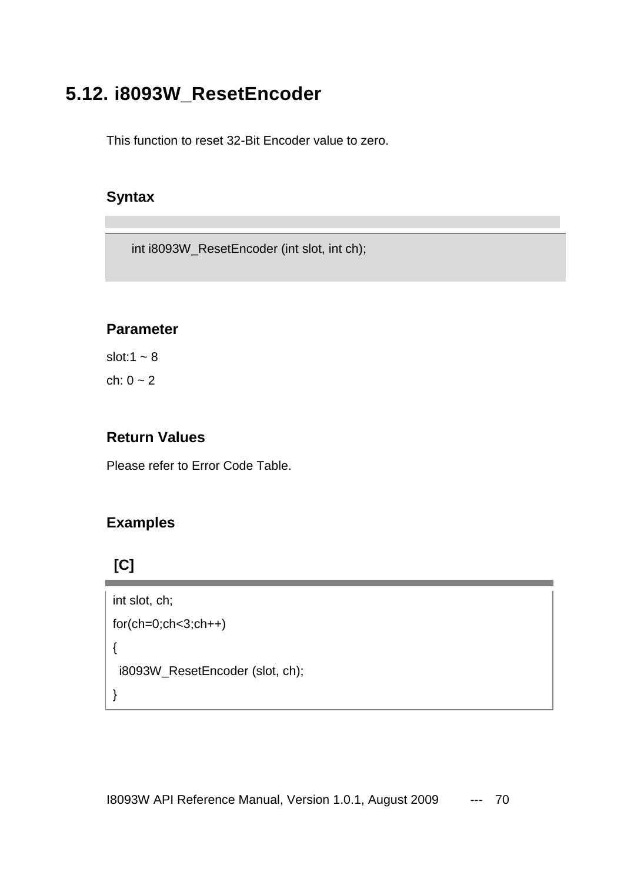## 5.12. i8093W_ResetEncoder

This function to reset 32-Bit Encoder value to zero.

### Syntax

```
int i8093W_ResetEncoder (int slot, int ch);
```

### Parameter

slot:1 ~ 8

ch: 0 ~ 2

### Return Values

Please refer to Error Code Table.

### Examples

**[C]**

```c
int slot, ch;
for(ch=0;ch<3;ch++)
{
  i8093W_ResetEncoder (slot, ch);
}
```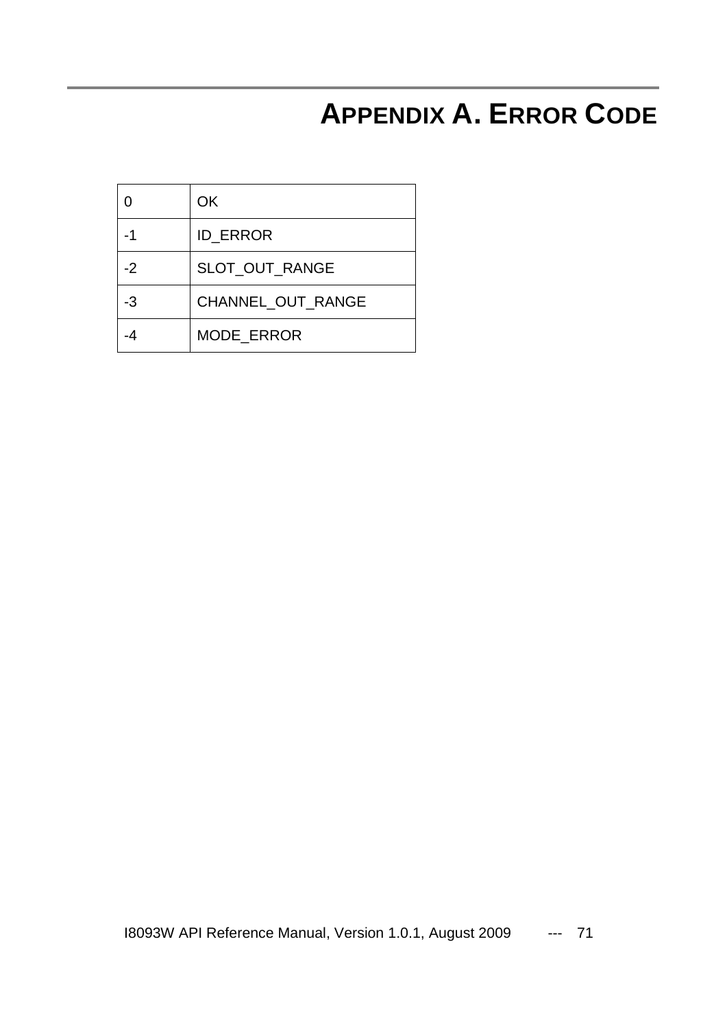# Appendix A. Error Code

| | |
|---|---|
| 0 | OK |
| -1 | ID_ERROR |
| -2 | SLOT_OUT_RANGE |
| -3 | CHANNEL_OUT_RANGE |
| -4 | MODE_ERROR |